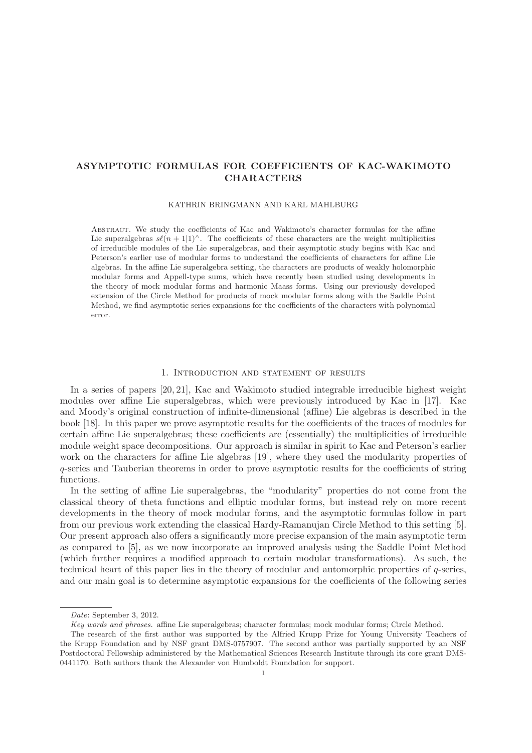# ASYMPTOTIC FORMULAS FOR COEFFICIENTS OF KAC-WAKIMOTO CHARACTERS

KATHRIN BRINGMANN AND KARL MAHLBURG

Abstract. We study the coefficients of Kac and Wakimoto's character formulas for the affine Lie superalgebras $s\ell(n+1|1)^\wedge$. The coefficients of these characters are the weight multiplicities of irreducible modules of the Lie superalgebras, and their asymptotic study begins with Kac and Peterson's earlier use of modular forms to understand the coefficients of characters for affine Lie algebras. In the affine Lie superalgebra setting, the characters are products of weakly holomorphic modular forms and Appell-type sums, which have recently been studied using developments in the theory of mock modular forms and harmonic Maass forms. Using our previously developed extension of the Circle Method for products of mock modular forms along with the Saddle Point Method, we find asymptotic series expansions for the coefficients of the characters with polynomial error.

## 1. Introduction and statement of results

In a series of papers [20, 21], Kac and Wakimoto studied integrable irreducible highest weight modules over affine Lie superalgebras, which were previously introduced by Kac in [17]. Kac and Moody's original construction of infinite-dimensional (affine) Lie algebras is described in the book [18]. In this paper we prove asymptotic results for the coefficients of the traces of modules for certain affine Lie superalgebras; these coefficients are (essentially) the multiplicities of irreducible module weight space decompositions. Our approach is similar in spirit to Kac and Peterson's earlier work on the characters for affine Lie algebras [19], where they used the modularity properties of $q$-series and Tauberian theorems in order to prove asymptotic results for the coefficients of string functions.

In the setting of affine Lie superalgebras, the "modularity" properties do not come from the classical theory of theta functions and elliptic modular forms, but instead rely on more recent developments in the theory of mock modular forms, and the asymptotic formulas follow in part from our previous work extending the classical Hardy-Ramanujan Circle Method to this setting [5]. Our present approach also offers a significantly more precise expansion of the main asymptotic term as compared to [5], as we now incorporate an improved analysis using the Saddle Point Method (which further requires a modified approach to certain modular transformations). As such, the technical heart of this paper lies in the theory of modular and automorphic properties of $q$-series, and our main goal is to determine asymptotic expansions for the coefficients of the following series

---

*Date*: September 3, 2012.

*Key words and phrases.* affine Lie superalgebras; character formulas; mock modular forms; Circle Method.

The research of the first author was supported by the Alfried Krupp Prize for Young University Teachers of the Krupp Foundation and by NSF grant DMS-0757907. The second author was partially supported by an NSF Postdoctoral Fellowship administered by the Mathematical Sciences Research Institute through its core grant DMS-0441170. Both authors thank the Alexander von Humboldt Foundation for support.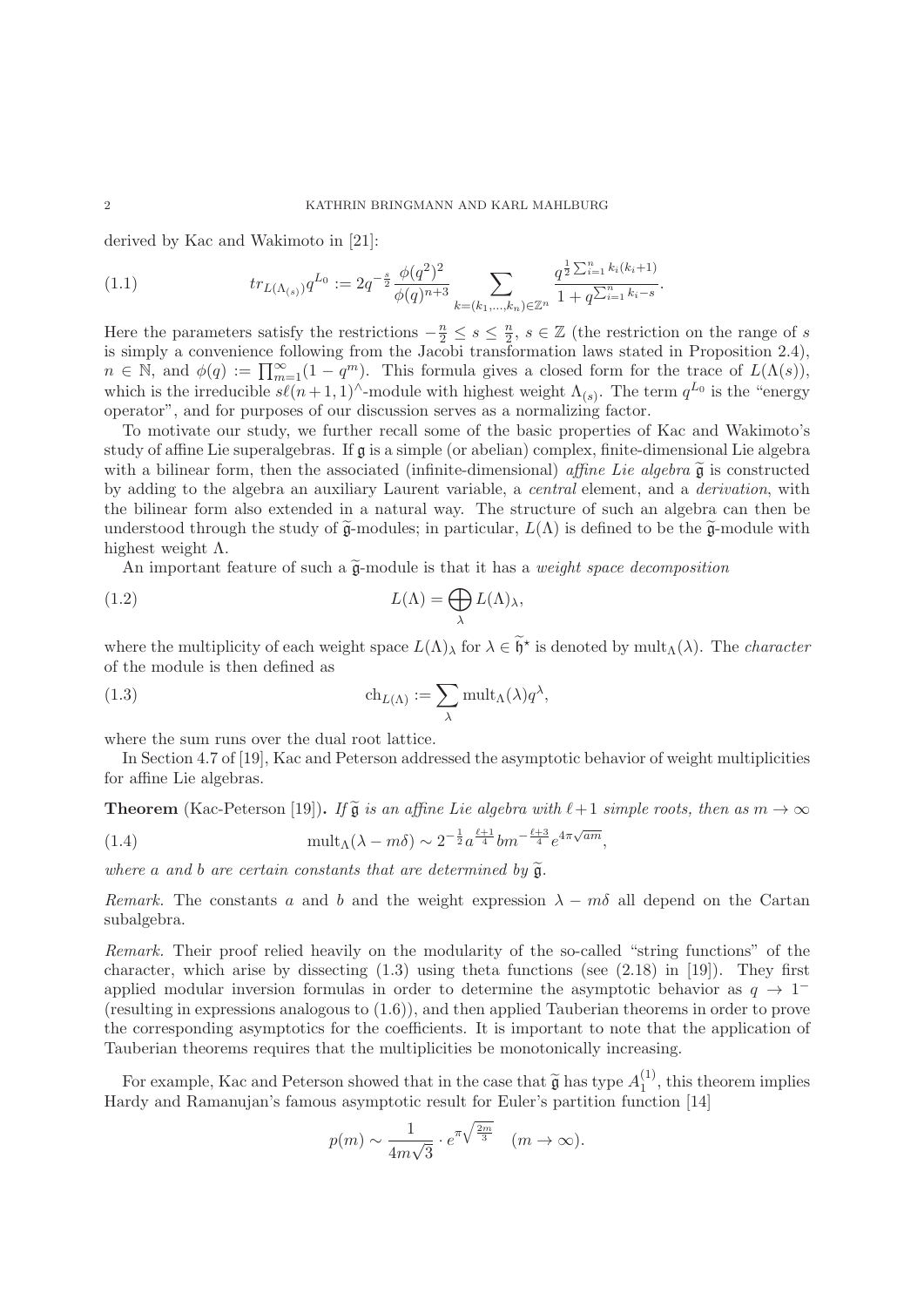derived by Kac and Wakimoto in [21]:

$$tr_{L(\Lambda_{(s)})} q^{L_0} := 2q^{-\frac{s}{2}} \frac{\phi(q^2)^2}{\phi(q)^{n+3}} \sum_{k=(k_1,\ldots,k_n)\in\mathbb{Z}^n} \frac{q^{\frac{1}{2}\sum_{i=1}^n k_i(k_i+1)}}{1+q^{\sum_{i=1}^n k_i - s}}. \tag{1.1}$$

Here the parameters satisfy the restrictions $-\frac{n}{2} \leq s \leq \frac{n}{2}$, $s \in \mathbb{Z}$ (the restriction on the range of $s$ is simply a convenience following from the Jacobi transformation laws stated in Proposition 2.4), $n \in \mathbb{N}$, and $\phi(q) := \prod_{m=1}^{\infty}(1-q^m)$. This formula gives a closed form for the trace of $L(\Lambda(s))$, which is the irreducible $s\ell(n+1,1)^{\wedge}$-module with highest weight $\Lambda_{(s)}$. The term $q^{L_0}$ is the "energy operator", and for purposes of our discussion serves as a normalizing factor.

To motivate our study, we further recall some of the basic properties of Kac and Wakimoto's study of affine Lie superalgebras. If $\mathfrak{g}$ is a simple (or abelian) complex, finite-dimensional Lie algebra with a bilinear form, then the associated (infinite-dimensional) *affine Lie algebra* $\widetilde{\mathfrak{g}}$ is constructed by adding to the algebra an auxiliary Laurent variable, a *central* element, and a *derivation*, with the bilinear form also extended in a natural way. The structure of such an algebra can then be understood through the study of $\widetilde{\mathfrak{g}}$-modules; in particular, $L(\Lambda)$ is defined to be the $\widetilde{\mathfrak{g}}$-module with highest weight $\Lambda$.

An important feature of such a $\widetilde{\mathfrak{g}}$-module is that it has a *weight space decomposition*

$$L(\Lambda) = \bigoplus_{\lambda} L(\Lambda)_\lambda, \tag{1.2}$$

where the multiplicity of each weight space $L(\Lambda)_\lambda$ for $\lambda \in \widetilde{\mathfrak{h}}^\star$ is denoted by $\mathrm{mult}_\Lambda(\lambda)$. The *character* of the module is then defined as

$$\mathrm{ch}_{L(\Lambda)} := \sum_{\lambda} \mathrm{mult}_\Lambda(\lambda) q^\lambda, \tag{1.3}$$

where the sum runs over the dual root lattice.

In Section 4.7 of [19], Kac and Peterson addressed the asymptotic behavior of weight multiplicities for affine Lie algebras.

**Theorem** (Kac-Peterson [19])**.** *If $\widetilde{\mathfrak{g}}$ is an affine Lie algebra with $\ell+1$ simple roots, then as $m \to \infty$*

$$\mathrm{mult}_\Lambda(\lambda - m\delta) \sim 2^{-\frac{1}{2}} a^{\frac{\ell+1}{4}} b m^{-\frac{\ell+3}{4}} e^{4\pi\sqrt{am}}, \tag{1.4}$$

*where $a$ and $b$ are certain constants that are determined by $\widetilde{\mathfrak{g}}$.*

*Remark.* The constants $a$ and $b$ and the weight expression $\lambda - m\delta$ all depend on the Cartan subalgebra.

*Remark.* Their proof relied heavily on the modularity of the so-called "string functions" of the character, which arise by dissecting (1.3) using theta functions (see (2.18) in [19]). They first applied modular inversion formulas in order to determine the asymptotic behavior as $q \to 1^-$ (resulting in expressions analogous to (1.6)), and then applied Tauberian theorems in order to prove the corresponding asymptotics for the coefficients. It is important to note that the application of Tauberian theorems requires that the multiplicities be monotonically increasing.

For example, Kac and Peterson showed that in the case that $\widetilde{\mathfrak{g}}$ has type $A_1^{(1)}$, this theorem implies Hardy and Ramanujan's famous asymptotic result for Euler's partition function [14]

$$p(m) \sim \frac{1}{4m\sqrt{3}} \cdot e^{\pi\sqrt{\frac{2m}{3}}} \quad (m \to \infty).$$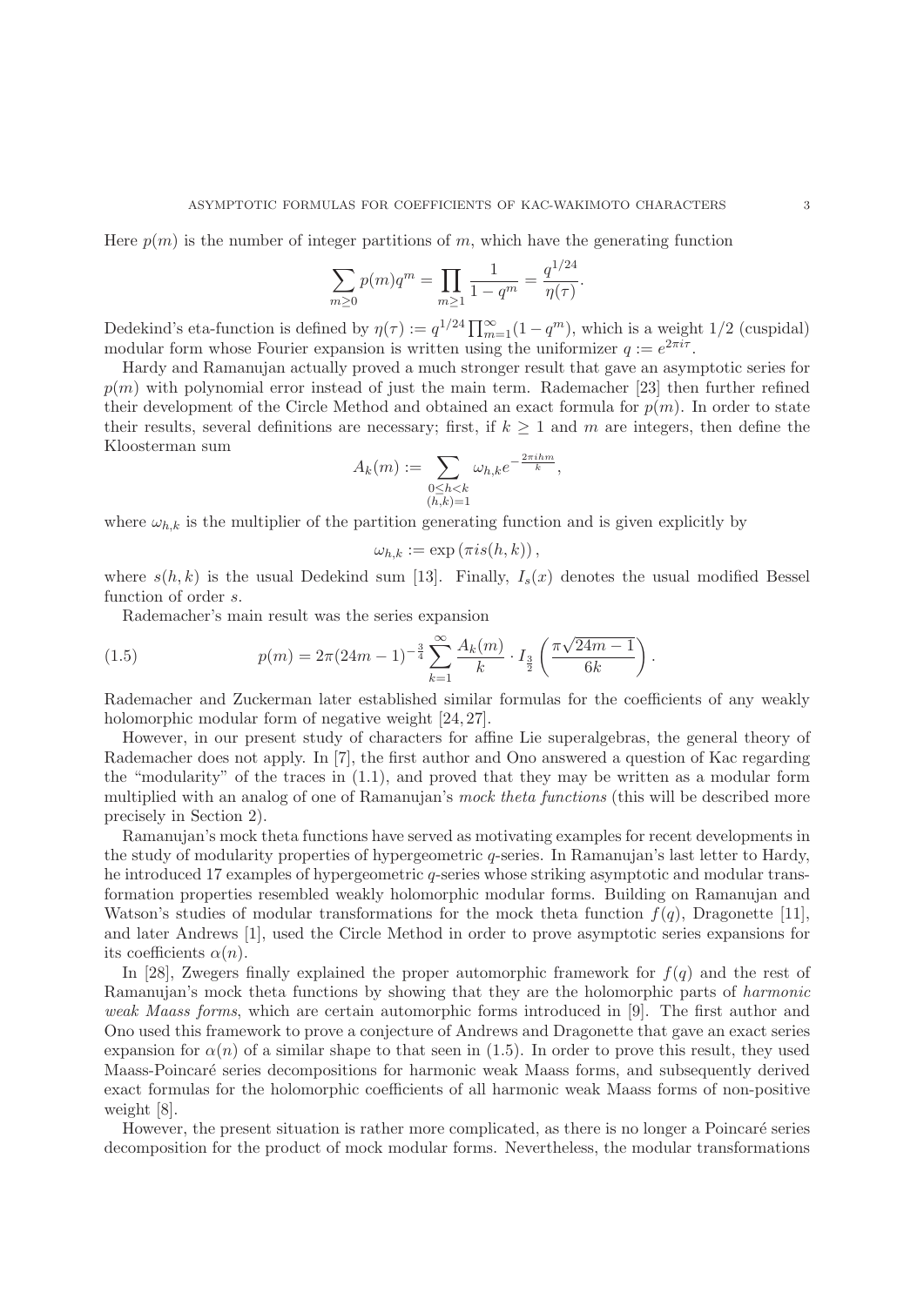Here $p(m)$ is the number of integer partitions of $m$, which have the generating function

$$\sum_{m\geq 0} p(m)q^m = \prod_{m\geq 1} \frac{1}{1-q^m} = \frac{q^{1/24}}{\eta(\tau)}.$$

Dedekind's eta-function is defined by $\eta(\tau) := q^{1/24}\prod_{m=1}^{\infty}(1-q^m)$, which is a weight $1/2$ (cuspidal) modular form whose Fourier expansion is written using the uniformizer $q := e^{2\pi i\tau}$.

Hardy and Ramanujan actually proved a much stronger result that gave an asymptotic series for $p(m)$ with polynomial error instead of just the main term. Rademacher [23] then further refined their development of the Circle Method and obtained an exact formula for $p(m)$. In order to state their results, several definitions are necessary; first, if $k \geq 1$ and $m$ are integers, then define the Kloosterman sum

$$A_k(m) := \sum_{\substack{0\leq h<k \\ (h,k)=1}} \omega_{h,k} e^{-\frac{2\pi i hm}{k}},$$

where $\omega_{h,k}$ is the multiplier of the partition generating function and is given explicitly by

$$\omega_{h,k} := \exp\left(\pi i s(h,k)\right),$$

where $s(h,k)$ is the usual Dedekind sum [13]. Finally, $I_s(x)$ denotes the usual modified Bessel function of order $s$.

Rademacher's main result was the series expansion

$$p(m) = 2\pi(24m-1)^{-\frac{3}{4}} \sum_{k=1}^{\infty} \frac{A_k(m)}{k} \cdot I_{\frac{3}{2}}\left(\frac{\pi\sqrt{24m-1}}{6k}\right). \tag{1.5}$$

Rademacher and Zuckerman later established similar formulas for the coefficients of any weakly holomorphic modular form of negative weight [24, 27].

However, in our present study of characters for affine Lie superalgebras, the general theory of Rademacher does not apply. In [7], the first author and Ono answered a question of Kac regarding the "modularity" of the traces in (1.1), and proved that they may be written as a modular form multiplied with an analog of one of Ramanujan's *mock theta functions* (this will be described more precisely in Section 2).

Ramanujan's mock theta functions have served as motivating examples for recent developments in the study of modularity properties of hypergeometric $q$-series. In Ramanujan's last letter to Hardy, he introduced 17 examples of hypergeometric $q$-series whose striking asymptotic and modular transformation properties resembled weakly holomorphic modular forms. Building on Ramanujan and Watson's studies of modular transformations for the mock theta function $f(q)$, Dragonette [11], and later Andrews [1], used the Circle Method in order to prove asymptotic series expansions for its coefficients $\alpha(n)$.

In [28], Zwegers finally explained the proper automorphic framework for $f(q)$ and the rest of Ramanujan's mock theta functions by showing that they are the holomorphic parts of *harmonic weak Maass forms*, which are certain automorphic forms introduced in [9]. The first author and Ono used this framework to prove a conjecture of Andrews and Dragonette that gave an exact series expansion for $\alpha(n)$ of a similar shape to that seen in (1.5). In order to prove this result, they used Maass-Poincaré series decompositions for harmonic weak Maass forms, and subsequently derived exact formulas for the holomorphic coefficients of all harmonic weak Maass forms of non-positive weight [8].

However, the present situation is rather more complicated, as there is no longer a Poincaré series decomposition for the product of mock modular forms. Nevertheless, the modular transformations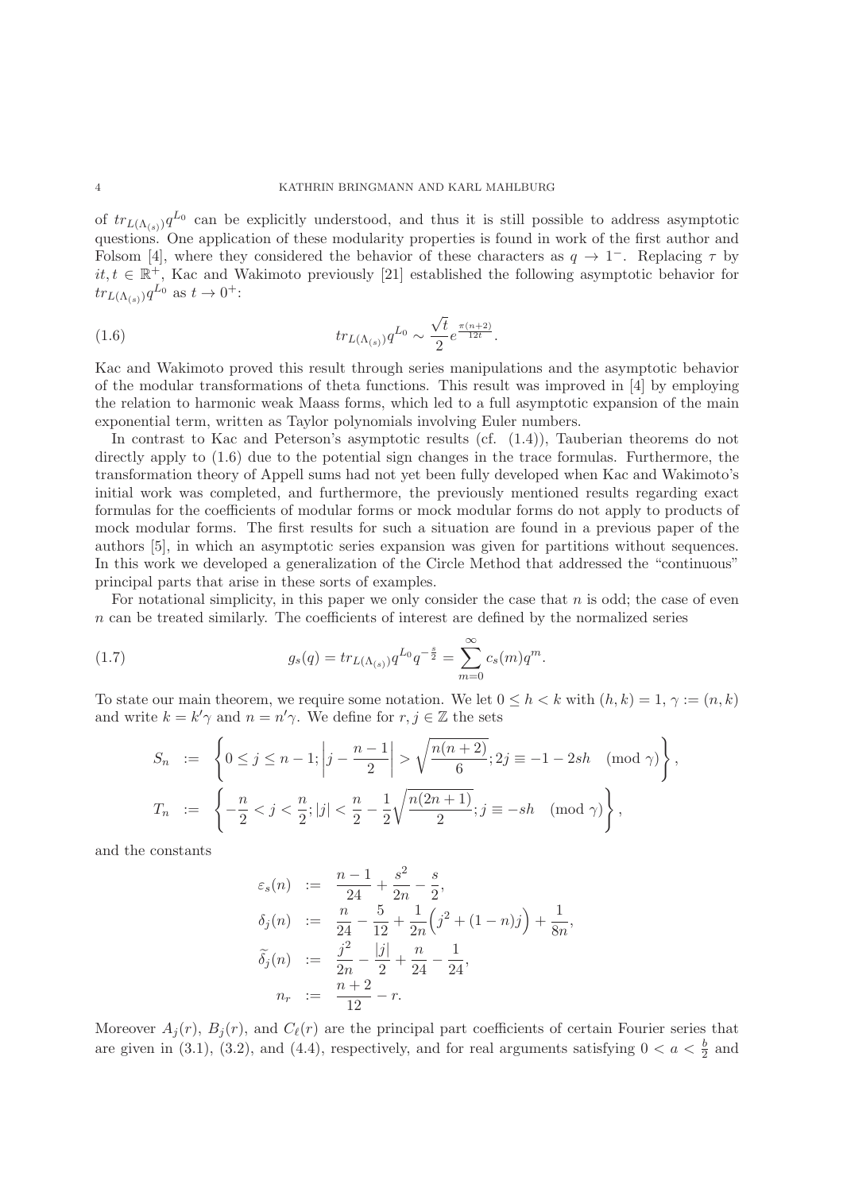of $tr_{L(\Lambda_{(s)})}q^{L_0}$ can be explicitly understood, and thus it is still possible to address asymptotic questions. One application of these modularity properties is found in work of the first author and Folsom [4], where they considered the behavior of these characters as $q \to 1^-$. Replacing $\tau$ by $it, t \in \mathbb{R}^+$, Kac and Wakimoto previously [21] established the following asymptotic behavior for $tr_{L(\Lambda_{(s)})}q^{L_0}$ as $t \to 0^+$:

$$tr_{L(\Lambda_{(s)})}q^{L_0} \sim \frac{\sqrt{t}}{2}e^{\frac{\pi(n+2)}{12t}}. \tag{1.6}$$

Kac and Wakimoto proved this result through series manipulations and the asymptotic behavior of the modular transformations of theta functions. This result was improved in [4] by employing the relation to harmonic weak Maass forms, which led to a full asymptotic expansion of the main exponential term, written as Taylor polynomials involving Euler numbers.

In contrast to Kac and Peterson's asymptotic results (cf. (1.4)), Tauberian theorems do not directly apply to (1.6) due to the potential sign changes in the trace formulas. Furthermore, the transformation theory of Appell sums had not yet been fully developed when Kac and Wakimoto's initial work was completed, and furthermore, the previously mentioned results regarding exact formulas for the coefficients of modular forms or mock modular forms do not apply to products of mock modular forms. The first results for such a situation are found in a previous paper of the authors [5], in which an asymptotic series expansion was given for partitions without sequences. In this work we developed a generalization of the Circle Method that addressed the "continuous" principal parts that arise in these sorts of examples.

For notational simplicity, in this paper we only consider the case that $n$ is odd; the case of even $n$ can be treated similarly. The coefficients of interest are defined by the normalized series

$$g_s(q) = tr_{L(\Lambda_{(s)})}q^{L_0}q^{-\frac{s}{2}} = \sum_{m=0}^{\infty} c_s(m)q^m. \tag{1.7}$$

To state our main theorem, we require some notation. We let $0 \leq h < k$ with $(h,k)=1$, $\gamma := (n,k)$ and write $k = k'\gamma$ and $n = n'\gamma$. We define for $r, j \in \mathbb{Z}$ the sets

$$S_n := \left\{0 \leq j \leq n-1; \left|j - \frac{n-1}{2}\right| > \sqrt{\frac{n(n+2)}{6}}; 2j \equiv -1-2sh \pmod{\gamma}\right\},$$

$$T_n := \left\{-\frac{n}{2} < j < \frac{n}{2}; |j| < \frac{n}{2} - \frac{1}{2}\sqrt{\frac{n(2n+1)}{2}}; j \equiv -sh \pmod{\gamma}\right\},$$

and the constants

$$\begin{aligned}
\varepsilon_s(n) &:= \frac{n-1}{24} + \frac{s^2}{2n} - \frac{s}{2},\\
\delta_j(n) &:= \frac{n}{24} - \frac{5}{12} + \frac{1}{2n}\Big(j^2 + (1-n)j\Big) + \frac{1}{8n},\\
\widetilde{\delta}_j(n) &:= \frac{j^2}{2n} - \frac{|j|}{2} + \frac{n}{24} - \frac{1}{24},\\
n_r &:= \frac{n+2}{12} - r.
\end{aligned}$$

Moreover $A_j(r)$, $B_j(r)$, and $C_\ell(r)$ are the principal part coefficients of certain Fourier series that are given in (3.1), (3.2), and (4.4), respectively, and for real arguments satisfying $0 < a < \frac{b}{2}$ and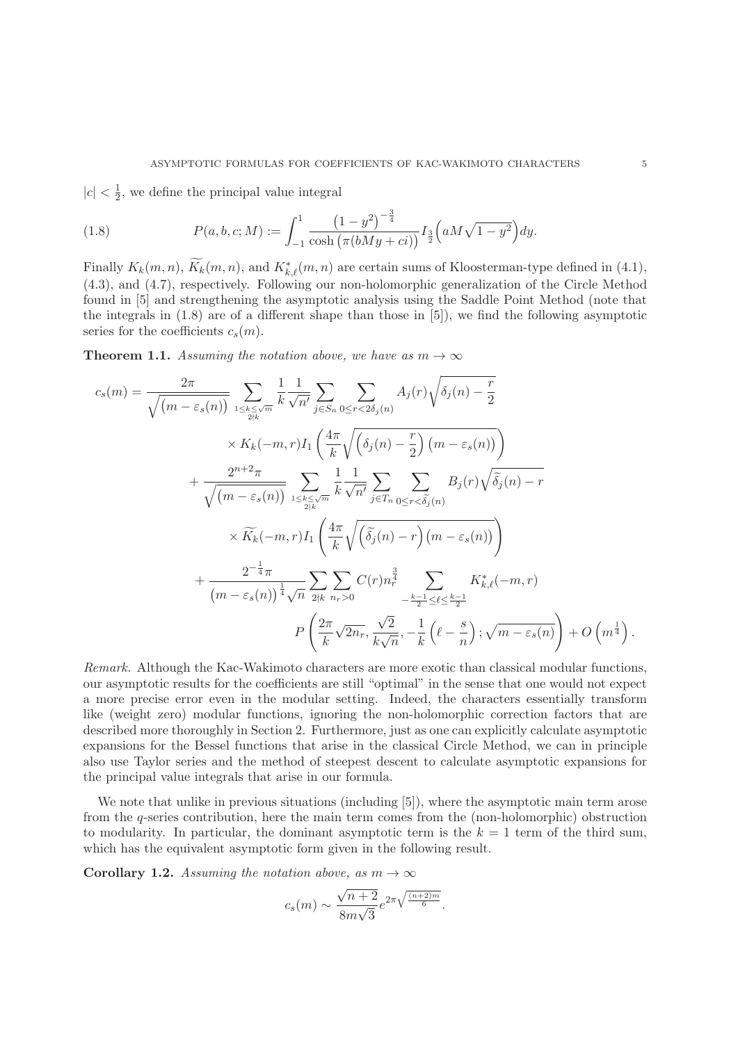$|c| < \frac{1}{2}$, we define the principal value integral

$$P(a, b, c; M) := \int_{-1}^{1} \frac{\left(1 - y^2\right)^{-\frac{3}{4}}}{\cosh\left(\pi(bMy + ci)\right)} I_{\frac{3}{2}}\Big(aM\sqrt{1 - y^2}\Big) dy. \tag{1.8}$$

Finally $K_k(m, n)$, $\widetilde{K_k}(m, n)$, and $K^*_{k,\ell}(m, n)$ are certain sums of Kloosterman-type defined in (4.1), (4.3), and (4.7), respectively. Following our non-holomorphic generalization of the Circle Method found in [5] and strengthening the asymptotic analysis using the Saddle Point Method (note that the integrals in (1.8) are of a different shape than those in [5]), we find the following asymptotic series for the coefficients $c_s(m)$.

**Theorem 1.1.** *Assuming the notation above, we have as $m \to \infty$*

$$\begin{aligned}
c_s(m) = &\frac{2\pi}{\sqrt{\left(m - \varepsilon_s(n)\right)}} \sum_{\substack{1 \le k \le \sqrt{m} \\ 2 \nmid k}} \frac{1}{k} \frac{1}{\sqrt{n'}} \sum_{j \in S_n} \sum_{0 \le r < 2\delta_j(n)} A_j(r) \sqrt{\delta_j(n) - \frac{r}{2}} \\
&\times K_k(-m, r) I_1\left(\frac{4\pi}{k}\sqrt{\left(\delta_j(n) - \frac{r}{2}\right)\left(m - \varepsilon_s(n)\right)}\right) \\
&+ \frac{2^{n+2}\pi}{\sqrt{\left(m - \varepsilon_s(n)\right)}} \sum_{\substack{1 \le k \le \sqrt{m} \\ 2 | k}} \frac{1}{k} \frac{1}{\sqrt{n'}} \sum_{j \in T_n} \sum_{0 \le r < \widetilde{\delta}_j(n)} B_j(r) \sqrt{\widetilde{\delta}_j(n) - r} \\
&\times \widetilde{K_k}(-m, r) I_1\left(\frac{4\pi}{k}\sqrt{\left(\widetilde{\delta}_j(n) - r\right)\left(m - \varepsilon_s(n)\right)}\right) \\
&+ \frac{2^{-\frac{1}{4}}\pi}{\left(m - \varepsilon_s(n)\right)^{\frac{1}{4}}\sqrt{n}} \sum_{2 \nmid k} \sum_{n_r > 0} C(r) n_r^{\frac{3}{4}} \sum_{-\frac{k-1}{2} \le \ell \le \frac{k-1}{2}} K^*_{k,\ell}(-m, r) \\
&\qquad P\left(\frac{2\pi}{k}\sqrt{2n_r}, \frac{\sqrt{2}}{k\sqrt{n}}, -\frac{1}{k}\left(\ell - \frac{s}{n}\right); \sqrt{m - \varepsilon_s(n)}\right) + O\left(m^{\frac{1}{4}}\right).
\end{aligned}$$

*Remark.* Although the Kac-Wakimoto characters are more exotic than classical modular functions, our asymptotic results for the coefficients are still "optimal" in the sense that one would not expect a more precise error even in the modular setting. Indeed, the characters essentially transform like (weight zero) modular functions, ignoring the non-holomorphic correction factors that are described more thoroughly in Section 2. Furthermore, just as one can explicitly calculate asymptotic expansions for the Bessel functions that arise in the classical Circle Method, we can in principle also use Taylor series and the method of steepest descent to calculate asymptotic expansions for the principal value integrals that arise in our formula.

We note that unlike in previous situations (including [5]), where the asymptotic main term arose from the $q$-series contribution, here the main term comes from the (non-holomorphic) obstruction to modularity. In particular, the dominant asymptotic term is the $k = 1$ term of the third sum, which has the equivalent asymptotic form given in the following result.

**Corollary 1.2.** *Assuming the notation above, as $m \to \infty$*

$$c_s(m) \sim \frac{\sqrt{n+2}}{8m\sqrt{3}} e^{2\pi\sqrt{\frac{(n+2)m}{6}}}.$$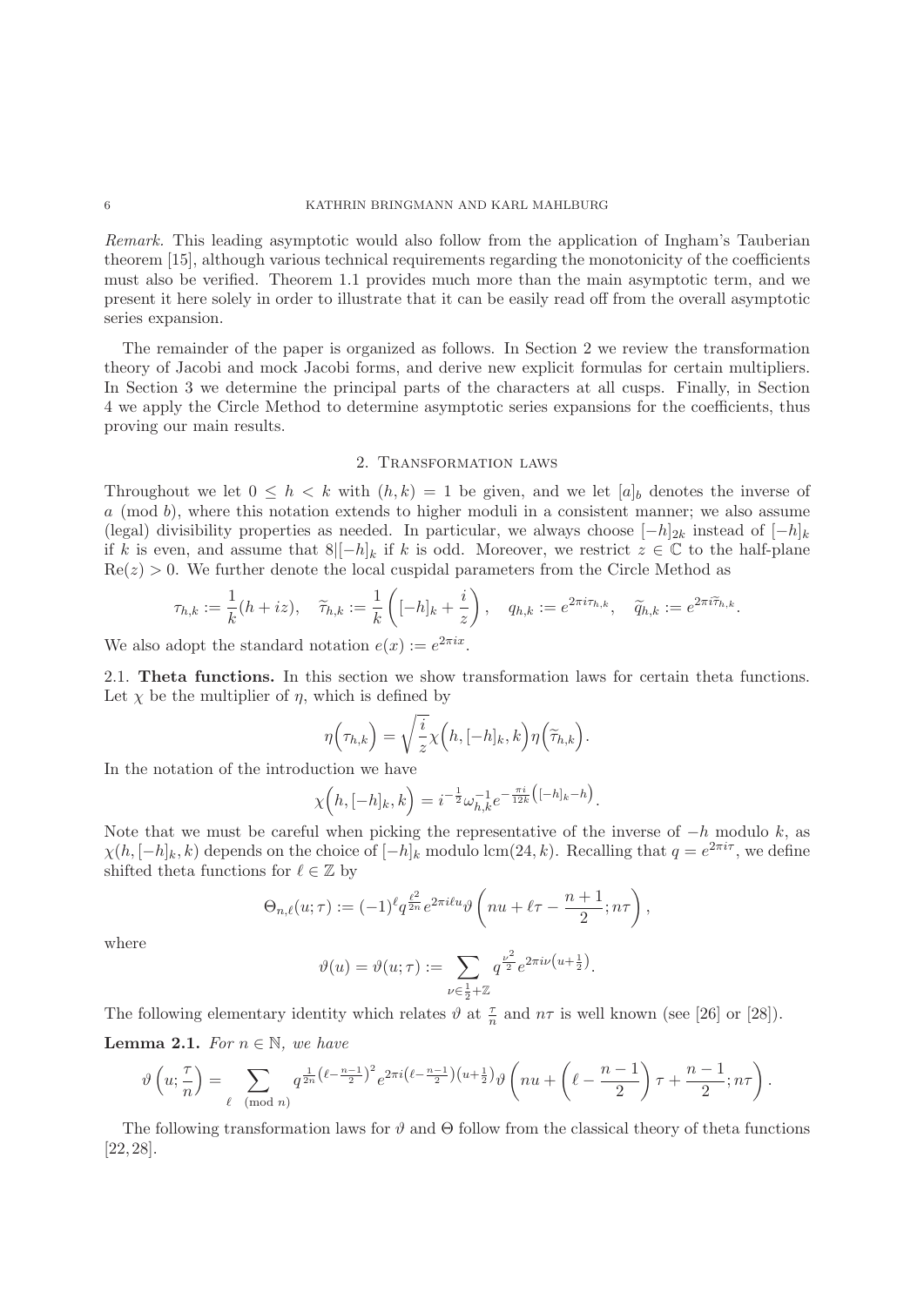*Remark.* This leading asymptotic would also follow from the application of Ingham's Tauberian theorem [15], although various technical requirements regarding the monotonicity of the coefficients must also be verified. Theorem 1.1 provides much more than the main asymptotic term, and we present it here solely in order to illustrate that it can be easily read off from the overall asymptotic series expansion.

The remainder of the paper is organized as follows. In Section 2 we review the transformation theory of Jacobi and mock Jacobi forms, and derive new explicit formulas for certain multipliers. In Section 3 we determine the principal parts of the characters at all cusps. Finally, in Section 4 we apply the Circle Method to determine asymptotic series expansions for the coefficients, thus proving our main results.

## 2. Transformation laws

Throughout we let $0 \leq h < k$ with $(h,k) = 1$ be given, and we let $[a]_b$ denotes the inverse of $a \pmod b$, where this notation extends to higher moduli in a consistent manner; we also assume (legal) divisibility properties as needed. In particular, we always choose $[-h]_{2k}$ instead of $[-h]_k$ if $k$ is even, and assume that $8|[-h]_k$ if $k$ is odd. Moreover, we restrict $z \in \mathbb{C}$ to the half-plane $\mathrm{Re}(z) > 0$. We further denote the local cuspidal parameters from the Circle Method as

$$\tau_{h,k} := \frac{1}{k}(h + iz), \quad \widetilde{\tau}_{h,k} := \frac{1}{k}\left([-h]_k + \frac{i}{z}\right), \quad q_{h,k} := e^{2\pi i \tau_{h,k}}, \quad \widetilde{q}_{h,k} := e^{2\pi i \widetilde{\tau}_{h,k}}.$$

We also adopt the standard notation $e(x) := e^{2\pi i x}$.

2.1. **Theta functions.** In this section we show transformation laws for certain theta functions. Let $\chi$ be the multiplier of $\eta$, which is defined by

$$\eta\Big(\tau_{h,k}\Big) = \sqrt{\frac{i}{z}}\chi\Big(h, [-h]_k, k\Big)\eta\Big(\widetilde{\tau}_{h,k}\Big).$$

In the notation of the introduction we have

$$\chi\Big(h, [-h]_k, k\Big) = i^{-\frac{1}{2}}\omega_{h,k}^{-1}e^{-\frac{\pi i}{12k}\left([-h]_k - h\right)}.$$

Note that we must be careful when picking the representative of the inverse of $-h$ modulo $k$, as $\chi(h, [-h]_k, k)$ depends on the choice of $[-h]_k$ modulo $\mathrm{lcm}(24, k)$. Recalling that $q = e^{2\pi i \tau}$, we define shifted theta functions for $\ell \in \mathbb{Z}$ by

$$\Theta_{n,\ell}(u;\tau) := (-1)^\ell q^{\frac{\ell^2}{2n}} e^{2\pi i \ell u} \vartheta\left(nu + \ell\tau - \frac{n+1}{2}; n\tau\right),$$

where

$$\vartheta(u) = \vartheta(u;\tau) := \sum_{\nu \in \frac{1}{2} + \mathbb{Z}} q^{\frac{\nu^2}{2}} e^{2\pi i \nu\left(u + \frac{1}{2}\right)}.$$

The following elementary identity which relates $\vartheta$ at $\frac{\tau}{n}$ and $n\tau$ is well known (see [26] or [28]).

**Lemma 2.1.** *For $n \in \mathbb{N}$, we have*

$$\vartheta\left(u; \frac{\tau}{n}\right) = \sum_{\ell \pmod n} q^{\frac{1}{2n}\left(\ell - \frac{n-1}{2}\right)^2} e^{2\pi i\left(\ell - \frac{n-1}{2}\right)\left(u + \frac{1}{2}\right)} \vartheta\left(nu + \left(\ell - \frac{n-1}{2}\right)\tau + \frac{n-1}{2}; n\tau\right).$$

The following transformation laws for $\vartheta$ and $\Theta$ follow from the classical theory of theta functions [22, 28].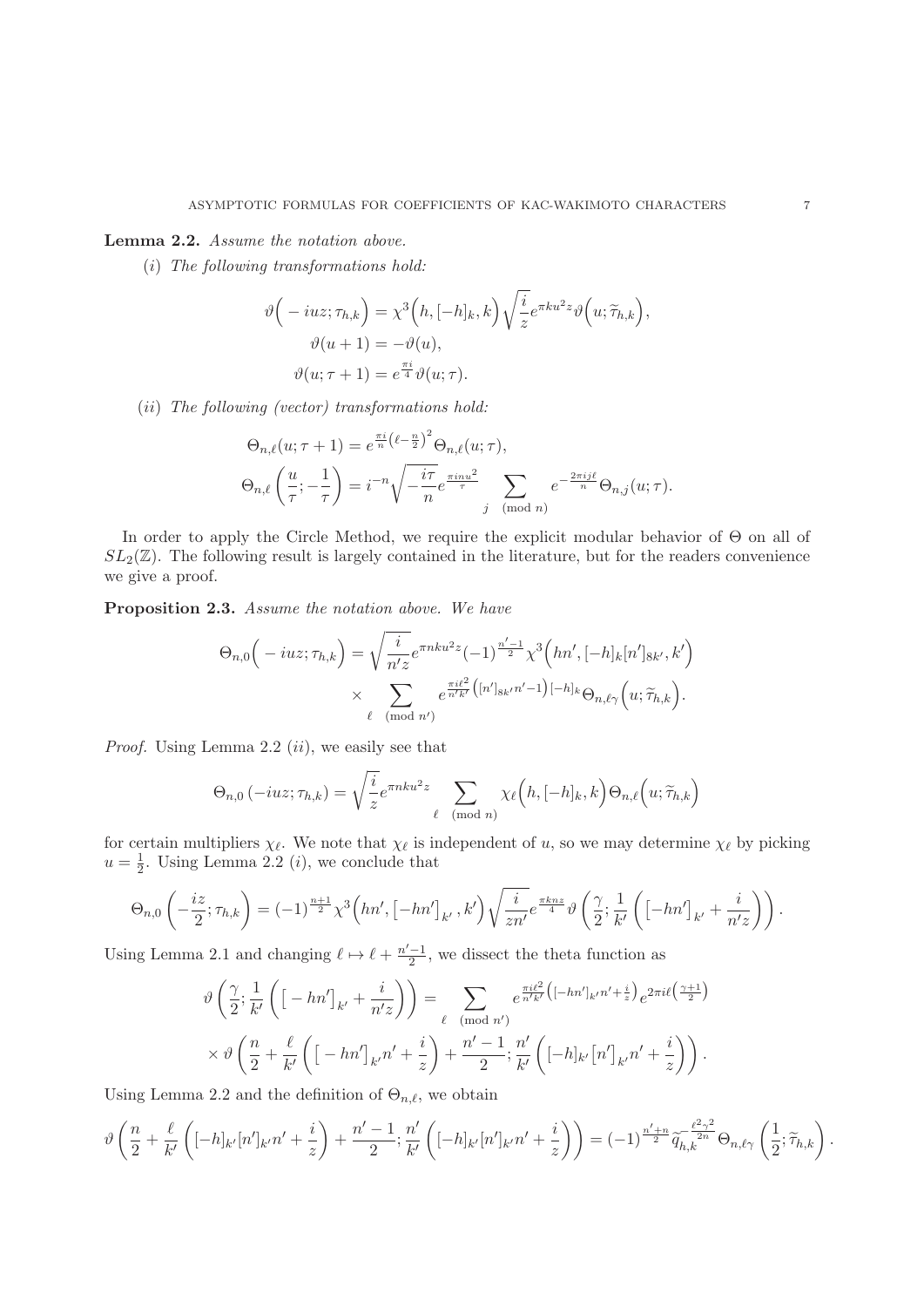**Lemma 2.2.** *Assume the notation above.*

$(i)$ *The following transformations hold:*

$$\vartheta\Big(-iuz;\tau_{h,k}\Big)=\chi^3\Big(h,[-h]_k,k\Big)\sqrt{\frac{i}{z}}e^{\pi ku^2z}\vartheta\Big(u;\widetilde{\tau}_{h,k}\Big),$$
$$\vartheta(u+1)=-\vartheta(u),$$
$$\vartheta(u;\tau+1)=e^{\frac{\pi i}{4}}\vartheta(u;\tau).$$

$(ii)$ *The following (vector) transformations hold:*

$$\Theta_{n,\ell}(u;\tau+1)=e^{\frac{\pi i}{n}\left(\ell-\frac{n}{2}\right)^2}\Theta_{n,\ell}(u;\tau),$$
$$\Theta_{n,\ell}\left(\frac{u}{\tau};-\frac{1}{\tau}\right)=i^{-n}\sqrt{-\frac{i\tau}{n}}e^{\frac{\pi inu^2}{\tau}}\sum_{j\pmod n}e^{-\frac{2\pi ij\ell}{n}}\Theta_{n,j}(u;\tau).$$

In order to apply the Circle Method, we require the explicit modular behavior of $\Theta$ on all of $SL_2(\mathbb{Z})$. The following result is largely contained in the literature, but for the readers convenience we give a proof.

**Proposition 2.3.** *Assume the notation above. We have*

$$\Theta_{n,0}\Big(-iuz;\tau_{h,k}\Big)=\sqrt{\frac{i}{n'z}}e^{\pi nku^2z}(-1)^{\frac{n'-1}{2}}\chi^3\Big(hn',[-h]_k[n']_{8k'},k'\Big)$$
$$\times\sum_{\ell\pmod{n'}}e^{\frac{\pi i\ell^2}{n'k'}\left([n']_{8k'}n'-1\right)[-h]_k}\Theta_{n,\ell\gamma}\Big(u;\widetilde{\tau}_{h,k}\Big).$$

*Proof.* Using Lemma 2.2 $(ii)$, we easily see that

$$\Theta_{n,0}\left(-iuz;\tau_{h,k}\right)=\sqrt{\frac{i}{z}}e^{\pi nku^2z}\sum_{\ell\pmod n}\chi_\ell\Big(h,[-h]_k,k\Big)\Theta_{n,\ell}\Big(u;\widetilde{\tau}_{h,k}\Big)$$

for certain multipliers $\chi_\ell$. We note that $\chi_\ell$ is independent of $u$, so we may determine $\chi_\ell$ by picking $u=\frac{1}{2}$. Using Lemma 2.2 $(i)$, we conclude that

$$\Theta_{n,0}\left(-\frac{iz}{2};\tau_{h,k}\right)=(-1)^{\frac{n+1}{2}}\chi^3\Big(hn',\big[-hn'\big]_{k'},k'\Big)\sqrt{\frac{i}{zn'}}e^{\frac{\pi knz}{4}}\vartheta\left(\frac{\gamma}{2};\frac{1}{k'}\left(\big[-hn'\big]_{k'}+\frac{i}{n'z}\right)\right).$$

Using Lemma 2.1 and changing $\ell\mapsto\ell+\frac{n'-1}{2}$, we dissect the theta function as

$$\vartheta\left(\frac{\gamma}{2};\frac{1}{k'}\left(\big[-hn'\big]_{k'}+\frac{i}{n'z}\right)\right)=\sum_{\ell\pmod{n'}}e^{\frac{\pi i\ell^2}{n'k'}\left([-hn']_{k'}n'+\frac{i}{z}\right)}e^{2\pi i\ell\left(\frac{\gamma+1}{2}\right)}$$
$$\times\vartheta\left(\frac{n}{2}+\frac{\ell}{k'}\left(\big[-hn'\big]_{k'}n'+\frac{i}{z}\right)+\frac{n'-1}{2};\frac{n'}{k'}\left([-h]_{k'}\big[n'\big]_{k'}n'+\frac{i}{z}\right)\right).$$

Using Lemma 2.2 and the definition of $\Theta_{n,\ell}$, we obtain

$$\vartheta\left(\frac{n}{2}+\frac{\ell}{k'}\left([-h]_{k'}[n']_{k'}n'+\frac{i}{z}\right)+\frac{n'-1}{2};\frac{n'}{k'}\left([-h]_{k'}[n']_{k'}n'+\frac{i}{z}\right)\right)=(-1)^{\frac{n'+n}{2}}\widetilde{q}_{h,k}^{\,-\frac{\ell^2\gamma^2}{2n}}\Theta_{n,\ell\gamma}\left(\frac{1}{2};\widetilde{\tau}_{h,k}\right).$$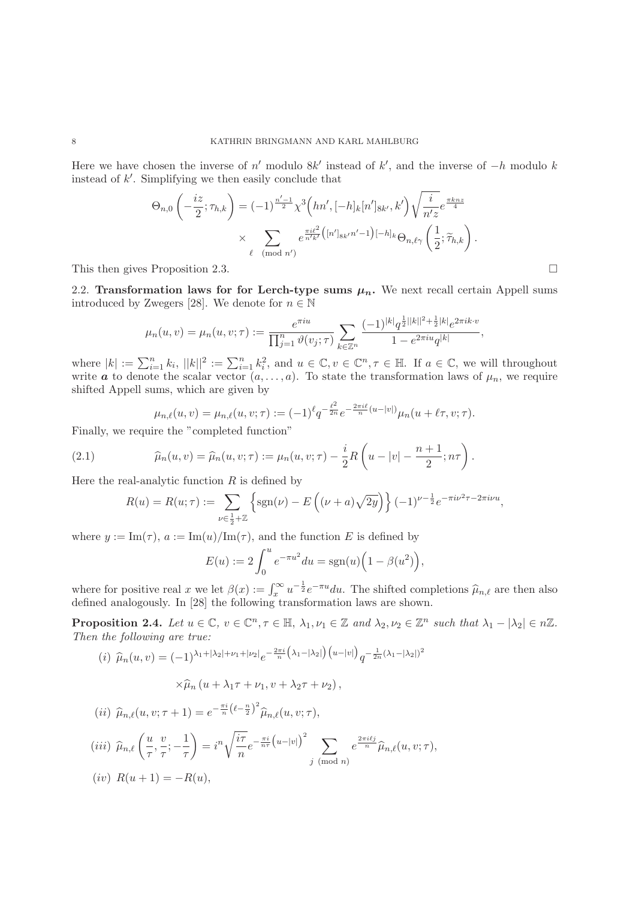Here we have chosen the inverse of $n'$ modulo $8k'$ instead of $k'$, and the inverse of $-h$ modulo $k$ instead of $k'$. Simplifying we then easily conclude that

$$\Theta_{n,0}\left(-\frac{iz}{2};\tau_{h,k}\right) = (-1)^{\frac{n'-1}{2}}\chi^3\Big(hn', [-h]_k[n']_{8k'}, k'\Big)\sqrt{\frac{i}{n'z}}e^{\frac{\pi knz}{4}} \times \sum_{\ell \pmod{n'}} e^{\frac{\pi i\ell^2}{n'k'}\left([n']_{8k'}n'-1\right)[-h]_k}\Theta_{n,\ell\gamma}\left(\frac{1}{2};\widetilde{\tau}_{h,k}\right).$$

This then gives Proposition 2.3. $\square$

## 2.2. Transformation laws for for Lerch-type sums $\mu_n$.

We next recall certain Appell sums introduced by Zwegers [28]. We denote for $n \in \mathbb{N}$

$$\mu_n(u,v) = \mu_n(u,v;\tau) := \frac{e^{\pi iu}}{\prod_{j=1}^n \vartheta(v_j;\tau)}\sum_{k\in\mathbb{Z}^n}\frac{(-1)^{|k|}q^{\frac{1}{2}||k||^2+\frac{1}{2}|k|}e^{2\pi ik\cdot v}}{1-e^{2\pi iu}q^{|k|}},$$

where $|k| := \sum_{i=1}^n k_i$, $||k||^2 := \sum_{i=1}^n k_i^2$, and $u \in \mathbb{C}, v \in \mathbb{C}^n, \tau \in \mathbb{H}$. If $a \in \mathbb{C}$, we will throughout write $\boldsymbol{a}$ to denote the scalar vector $(a,\ldots,a)$. To state the transformation laws of $\mu_n$, we require shifted Appell sums, which are given by

$$\mu_{n,\ell}(u,v) = \mu_{n,\ell}(u,v;\tau) := (-1)^\ell q^{-\frac{\ell^2}{2n}}e^{-\frac{2\pi i\ell}{n}(u-|v|)}\mu_n(u+\ell\tau, v;\tau).$$

Finally, we require the "completed function"

$$\widehat{\mu}_n(u,v) = \widehat{\mu}_n(u,v;\tau) := \mu_n(u,v;\tau) - \frac{i}{2}R\left(u-|v|-\frac{n+1}{2};n\tau\right). \tag{2.1}$$

Here the real-analytic function $R$ is defined by

$$R(u) = R(u;\tau) := \sum_{\nu\in\frac{1}{2}+\mathbb{Z}}\left\{\operatorname{sgn}(\nu) - E\left((\nu+a)\sqrt{2y}\right)\right\}(-1)^{\nu-\frac{1}{2}}e^{-\pi i\nu^2\tau-2\pi i\nu u},$$

where $y := \operatorname{Im}(\tau)$, $a := \operatorname{Im}(u)/\operatorname{Im}(\tau)$, and the function $E$ is defined by

$$E(u) := 2\int_0^u e^{-\pi u^2}du = \operatorname{sgn}(u)\Big(1-\beta(u^2)\Big),$$

where for positive real $x$ we let $\beta(x) := \int_x^\infty u^{-\frac{1}{2}}e^{-\pi u}du$. The shifted completions $\widehat{\mu}_{n,\ell}$ are then also defined analogously. In [28] the following transformation laws are shown.

**Proposition 2.4.** *Let $u \in \mathbb{C}$, $v \in \mathbb{C}^n, \tau \in \mathbb{H}$, $\lambda_1, \nu_1 \in \mathbb{Z}$ and $\lambda_2, \nu_2 \in \mathbb{Z}^n$ such that $\lambda_1 - |\lambda_2| \in n\mathbb{Z}$. Then the following are true:*

(i) $\widehat{\mu}_n(u,v) = (-1)^{\lambda_1+|\lambda_2|+\nu_1+|\nu_2|}e^{-\frac{2\pi i}{n}\left(\lambda_1-|\lambda_2|\right)\left(u-|v|\right)}q^{-\frac{1}{2n}(\lambda_1-|\lambda_2|)^2} \times\widehat{\mu}_n\left(u+\lambda_1\tau+\nu_1, v+\lambda_2\tau+\nu_2\right),$

(ii) $\widehat{\mu}_{n,\ell}(u,v;\tau+1) = e^{-\frac{\pi i}{n}\left(\ell-\frac{n}{2}\right)^2}\widehat{\mu}_{n,\ell}(u,v;\tau),$

(iii) $\widehat{\mu}_{n,\ell}\left(\frac{u}{\tau},\frac{v}{\tau};-\frac{1}{\tau}\right) = i^n\sqrt{\frac{i\tau}{n}}e^{-\frac{\pi i}{n\tau}\left(u-|v|\right)^2}\sum_{j \pmod{n}} e^{\frac{2\pi i\ell j}{n}}\widehat{\mu}_{n,\ell}(u,v;\tau),$

(iv) $R(u+1) = -R(u),$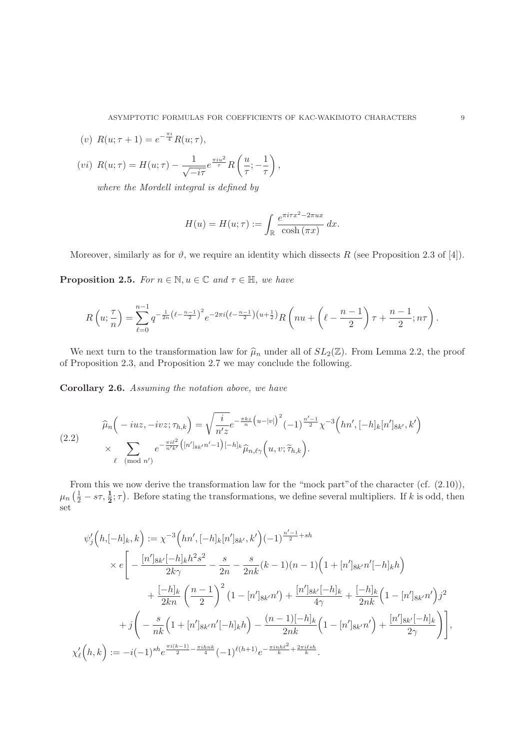(v) $R(u;\tau+1)=e^{-\frac{\pi i}{4}}R(u;\tau)$,

(vi) $R(u;\tau)=H(u;\tau)-\frac{1}{\sqrt{-i\tau}}e^{\frac{\pi i u^2}{\tau}}R\left(\frac{u}{\tau};-\frac{1}{\tau}\right)$,

*where the Mordell integral is defined by*

$$H(u)=H(u;\tau):=\int_{\mathbb{R}}\frac{e^{\pi i\tau x^2-2\pi ux}}{\cosh(\pi x)}\,dx.$$

Moreover, similarly as for $\vartheta$, we require an identity which dissects $R$ (see Proposition 2.3 of [4]).

**Proposition 2.5.** *For $n\in\mathbb{N}, u\in\mathbb{C}$ and $\tau\in\mathbb{H}$, we have*

$$R\left(u;\frac{\tau}{n}\right)=\sum_{\ell=0}^{n-1}q^{-\frac{1}{2n}\left(\ell-\frac{n-1}{2}\right)^2}e^{-2\pi i\left(\ell-\frac{n-1}{2}\right)\left(u+\frac{1}{2}\right)}R\left(nu+\left(\ell-\frac{n-1}{2}\right)\tau+\frac{n-1}{2};n\tau\right).$$

We next turn to the transformation law for $\widehat{\mu}_n$ under all of $SL_2(\mathbb{Z})$. From Lemma 2.2, the proof of Proposition 2.3, and Proposition 2.7 we may conclude the following.

**Corollary 2.6.** *Assuming the notation above, we have*

$$\begin{aligned}\widehat{\mu}_n\Big(-iuz,-ivz;\tau_{h,k}\Big)&=\sqrt{\frac{i}{n'z}}e^{-\frac{\pi kz}{n}\left(u-|v|\right)^2}(-1)^{\frac{n'-1}{2}}\chi^{-3}\Big(hn',[-h]_k[n']_{8k'},k'\Big)\\&\times\sum_{\ell\pmod{n'}}e^{-\frac{\pi i\ell^2}{n'k'}\left([n']_{8k'}n'-1\right)[-h]_k}\widehat{\mu}_{n,\ell\gamma}\Big(u,v;\widetilde{\tau}_{h,k}\Big).\end{aligned}\tag{2.2}$$

From this we now derive the transformation law for the "mock part" of the character (cf. (2.10)), $\mu_n\left(\frac{1}{2}-s\tau,\frac{\mathbf{1}}{\mathbf{2}};\tau\right)$. Before stating the transformations, we define several multipliers. If $k$ is odd, then set

$$\begin{aligned}\psi_j'\Big(h,[-h]_k,k\Big)&:=\chi^{-3}\Big(hn',[-h]_k[n']_{8k'},k'\Big)(-1)^{\frac{n'-1}{2}+sh}\\&\times e\Bigg[-\frac{[n']_{8k'}[-h]_kh^2s^2}{2k\gamma}-\frac{s}{2n}-\frac{s}{2nk}(k-1)(n-1)\Big(1+[n']_{8k'}n'[-h]_kh\Big)\\&\qquad+\frac{[-h]_k}{2kn}\left(\frac{n-1}{2}\right)^2\left(1-[n']_{8k'}n'\right)+\frac{[n']_{8k'}[-h]_k}{4\gamma}+\frac{[-h]_k}{2nk}\Big(1-[n']_{8k'}n'\Big)j^2\\&\qquad+j\Bigg(-\frac{s}{nk}\Big(1+[n']_{8k'}n'[-h]_kh\Big)-\frac{(n-1)[-h]_k}{2nk}\Big(1-[n']_{8k'}n'\Big)+\frac{[n']_{8k'}[-h]_k}{2\gamma}\Bigg)\Bigg],\\\chi_\ell'\Big(h,k\Big)&:=-i(-1)^{sh}e^{\frac{\pi i(k-1)}{2}-\frac{\pi ihnk}{4}}(-1)^{\ell(h+1)}e^{-\frac{\pi inh\ell^2}{k}+\frac{2\pi i\ell sh}{k}}.\end{aligned}$$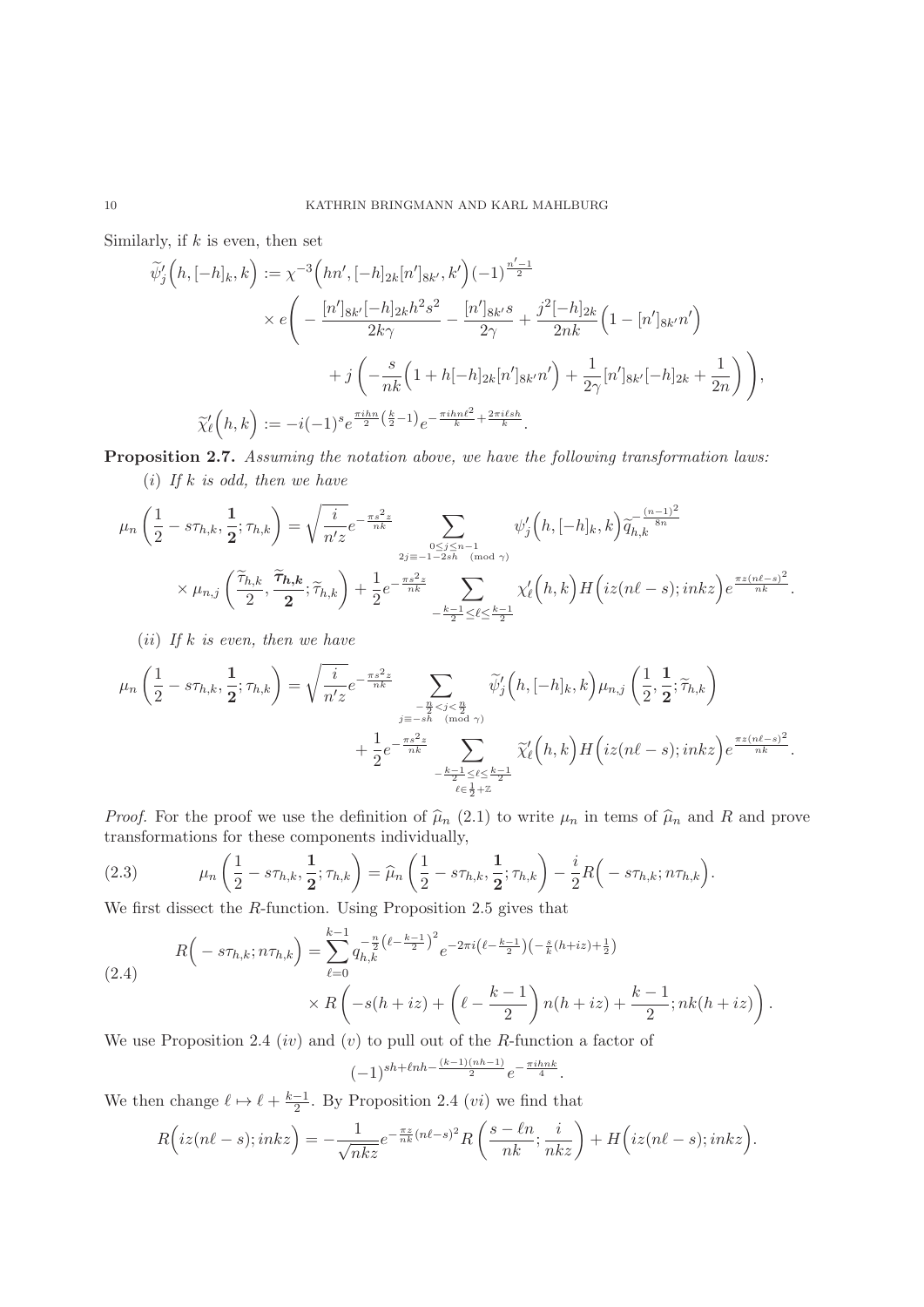Similarly, if $k$ is even, then set

$$\widetilde{\psi}_j'\Big(h,[-h]_k,k\Big) := \chi^{-3}\Big(hn',[-h]_{2k}[n']_{8k'},k'\Big)(-1)^{\frac{n'-1}{2}}$$
$$\times e\Bigg( -\frac{[n']_{8k'}[-h]_{2k}h^2s^2}{2k\gamma} - \frac{[n']_{8k'}s}{2\gamma} + \frac{j^2[-h]_{2k}}{2nk}\Big(1-[n']_{8k'}n'\Big)$$
$$+ j\left(-\frac{s}{nk}\Big(1+h[-h]_{2k}[n']_{8k'}n'\Big) + \frac{1}{2\gamma}[n']_{8k'}[-h]_{2k} + \frac{1}{2n}\right)\Bigg),$$

$$\widetilde{\chi}_\ell'\Big(h,k\Big) := -i(-1)^s e^{\frac{\pi i h n}{2}\left(\frac{k}{2}-1\right)} e^{-\frac{\pi i h n \ell^2}{k}+\frac{2\pi i \ell s h}{k}}.$$

**Proposition 2.7.** *Assuming the notation above, we have the following transformation laws:*

($i$) *If $k$ is odd, then we have*

$$\mu_n\left(\frac{1}{2}-s\tau_{h,k},\frac{\mathbf{1}}{\mathbf{2}};\tau_{h,k}\right) = \sqrt{\frac{i}{n'z}}e^{-\frac{\pi s^2 z}{nk}} \sum_{\substack{0\le j\le n-1\\ 2j\equiv -1-2s\overline{h} \pmod{\gamma}}} \psi_j'\Big(h,[-h]_k,k\Big)\widetilde{q}_{h,k}^{\,-\frac{(n-1)^2}{8n}}$$
$$\times \mu_{n,j}\left(\frac{\widetilde{\tau}_{h,k}}{2},\frac{\widetilde{\boldsymbol{\tau}}_{\boldsymbol{h,k}}}{\mathbf{2}};\widetilde{\tau}_{h,k}\right) + \frac{1}{2}e^{-\frac{\pi s^2 z}{nk}} \sum_{-\frac{k-1}{2}\le \ell\le \frac{k-1}{2}} \chi_\ell'\Big(h,k\Big)H\Big(iz(n\ell-s);inkz\Big)e^{\frac{\pi z(n\ell-s)^2}{nk}}.$$

($ii$) *If $k$ is even, then we have*

$$\mu_n\left(\frac{1}{2}-s\tau_{h,k},\frac{\mathbf{1}}{\mathbf{2}};\tau_{h,k}\right) = \sqrt{\frac{i}{n'z}}e^{-\frac{\pi s^2 z}{nk}} \sum_{\substack{-\frac{n}{2}<j<\frac{n}{2}\\ j\equiv -s\overline{h} \pmod{\gamma}}} \widetilde{\psi}_j'\Big(h,[-h]_k,k\Big)\mu_{n,j}\left(\frac{1}{2},\frac{\mathbf{1}}{\mathbf{2}};\widetilde{\tau}_{h,k}\right)$$
$$+ \frac{1}{2}e^{-\frac{\pi s^2 z}{nk}} \sum_{\substack{-\frac{k-1}{2}\le \ell\le \frac{k-1}{2}\\ \ell\in\frac{1}{2}+\mathbb{Z}}} \widetilde{\chi}_\ell'\Big(h,k\Big)H\Big(iz(n\ell-s);inkz\Big)e^{\frac{\pi z(n\ell-s)^2}{nk}}.$$

*Proof.* For the proof we use the definition of $\widehat{\mu}_n$ (2.1) to write $\mu_n$ in tems of $\widehat{\mu}_n$ and $R$ and prove transformations for these components individually,

$$\mu_n\left(\frac{1}{2}-s\tau_{h,k},\frac{\mathbf{1}}{\mathbf{2}};\tau_{h,k}\right) = \widehat{\mu}_n\left(\frac{1}{2}-s\tau_{h,k},\frac{\mathbf{1}}{\mathbf{2}};\tau_{h,k}\right) - \frac{i}{2}R\Big(-s\tau_{h,k};n\tau_{h,k}\Big). \tag{2.3}$$

We first dissect the $R$-function. Using Proposition 2.5 gives that

$$R\Big(-s\tau_{h,k};n\tau_{h,k}\Big) = \sum_{\ell=0}^{k-1} q_{h,k}^{-\frac{n}{2}\left(\ell-\frac{k-1}{2}\right)^2} e^{-2\pi i\left(\ell-\frac{k-1}{2}\right)\left(-\frac{s}{k}(h+iz)+\frac{1}{2}\right)}$$
$$\times R\left(-s(h+iz)+\left(\ell-\frac{k-1}{2}\right)n(h+iz)+\frac{k-1}{2};nk(h+iz)\right). \tag{2.4}$$

We use Proposition 2.4 ($iv$) and ($v$) to pull out of the $R$-function a factor of

$$(-1)^{sh+\ell nh-\frac{(k-1)(nh-1)}{2}}e^{-\frac{\pi i h n k}{4}}.$$

We then change $\ell\mapsto \ell+\frac{k-1}{2}$. By Proposition 2.4 ($vi$) we find that

$$R\Big(iz(n\ell-s);inkz\Big) = -\frac{1}{\sqrt{nkz}}e^{-\frac{\pi z}{nk}(n\ell-s)^2}R\left(\frac{s-\ell n}{nk};\frac{i}{nkz}\right) + H\Big(iz(n\ell-s);inkz\Big).$$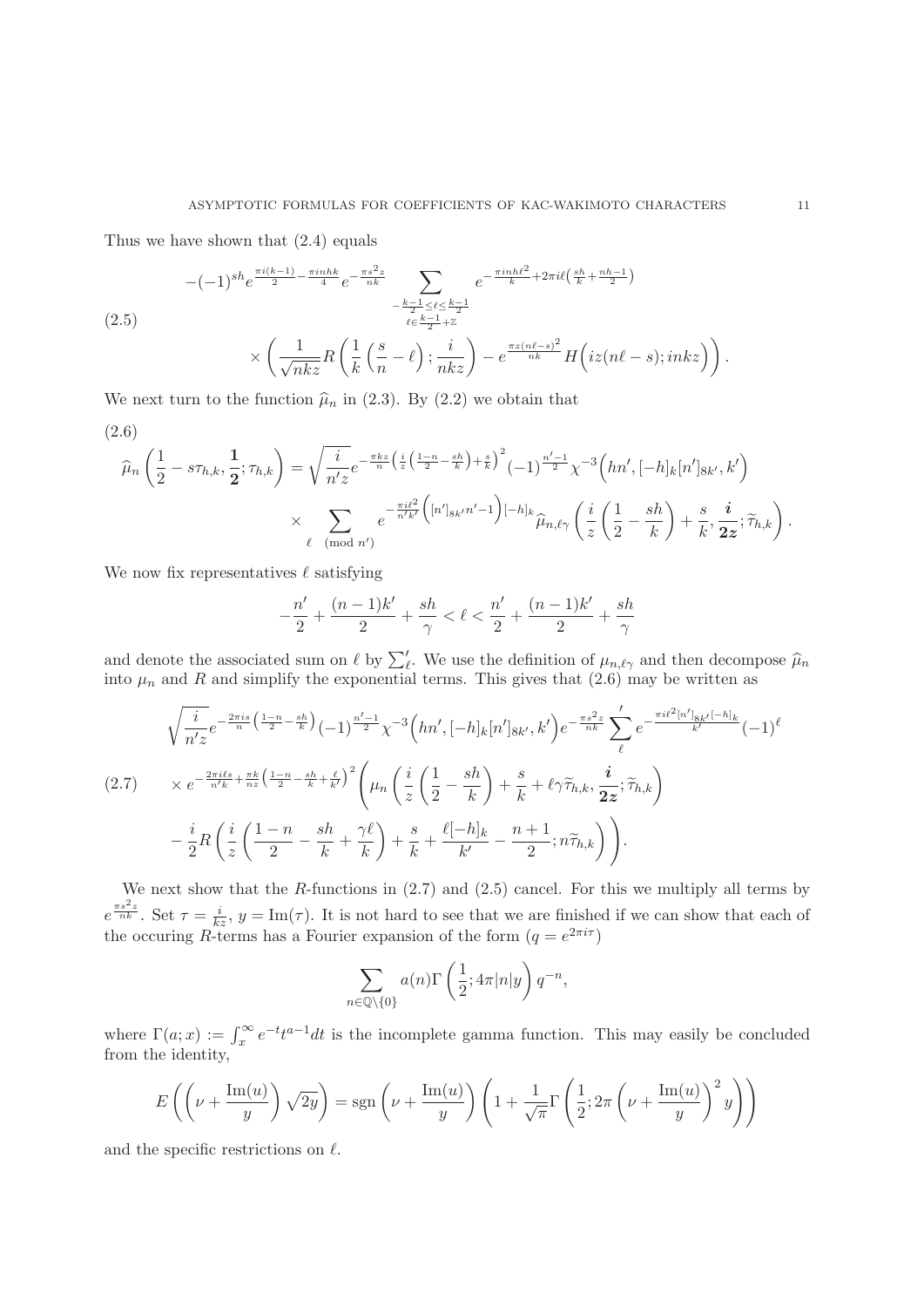Thus we have shown that (2.4) equals

$$
-(-1)^{sh} e^{\frac{\pi i(k-1)}{2}-\frac{\pi inhk}{4}} e^{-\frac{\pi s^2 z}{nk}} \sum_{\substack{-\frac{k-1}{2}\le \ell \le \frac{k-1}{2}\\ \ell\in\frac{k-1}{2}+\mathbb{Z}}} e^{-\frac{\pi inh\ell^2}{k}+2\pi i\ell\left(\frac{sh}{k}+\frac{nh-1}{2}\right)} \times\left(\frac{1}{\sqrt{nkz}}R\left(\frac{1}{k}\left(\frac{s}{n}-\ell\right);\frac{i}{nkz}\right)-e^{\frac{\pi z(n\ell-s)^2}{nk}}H\Big(iz(n\ell-s);inkz\Big)\right). \tag{2.5}
$$

We next turn to the function $\widehat{\mu}_n$ in (2.3). By (2.2) we obtain that

$$
\widehat{\mu}_n\left(\frac{1}{2}-s\tau_{h,k},\frac{\mathbf{1}}{\mathbf{2}};\tau_{h,k}\right)=\sqrt{\frac{i}{n'z}}e^{-\frac{\pi kz}{n}\left(\frac{i}{z}\left(\frac{1-n}{2}-\frac{sh}{k}\right)+\frac{s}{k}\right)^2}(-1)^{\frac{n'-1}{2}}\chi^{-3}\Big(hn',[-h]_k[n']_{8k'},k'\Big) \times\sum_{\ell\pmod{n'}} e^{-\frac{\pi i\ell^2}{n'k'}\Big([n']_{8k'}n'-1\Big)[-h]_k}\widehat{\mu}_{n,\ell\gamma}\left(\frac{i}{z}\left(\frac{1}{2}-\frac{sh}{k}\right)+\frac{s}{k},\frac{\boldsymbol{i}}{\mathbf{2z}};\widetilde{\tau}_{h,k}\right). \tag{2.6}
$$

We now fix representatives $\ell$ satisfying

$$
-\frac{n'}{2}+\frac{(n-1)k'}{2}+\frac{sh}{\gamma}<\ell<\frac{n'}{2}+\frac{(n-1)k'}{2}+\frac{sh}{\gamma}
$$

and denote the associated sum on $\ell$ by $\sum_\ell'$. We use the definition of $\mu_{n,\ell\gamma}$ and then decompose $\widehat{\mu}_n$ into $\mu_n$ and $R$ and simplify the exponential terms. This gives that (2.6) may be written as

$$
\sqrt{\frac{i}{n'z}}e^{-\frac{2\pi is}{n}\left(\frac{1-n}{2}-\frac{sh}{k}\right)}(-1)^{\frac{n'-1}{2}}\chi^{-3}\Big(hn',[-h]_k[n']_{8k'},k'\Big)e^{-\frac{\pi s^2z}{nk}}{\sum_\ell}' e^{-\frac{\pi i\ell^2[n']_{8k'}[-h]_k}{k'}}(-1)^\ell \times e^{-\frac{2\pi i\ell s}{n'k}+\frac{\pi k}{nz}\left(\frac{1-n}{2}-\frac{sh}{k}+\frac{\ell}{k'}\right)^2}\left(\mu_n\left(\frac{i}{z}\left(\frac{1}{2}-\frac{sh}{k}\right)+\frac{s}{k}+\ell\gamma\widetilde{\tau}_{h,k},\frac{\boldsymbol{i}}{\mathbf{2z}};\widetilde{\tau}_{h,k}\right) -\frac{i}{2}R\left(\frac{i}{z}\left(\frac{1-n}{2}-\frac{sh}{k}+\frac{\gamma\ell}{k}\right)+\frac{s}{k}+\frac{\ell[-h]_k}{k'}-\frac{n+1}{2};n\widetilde{\tau}_{h,k}\right)\right). \tag{2.7}
$$

We next show that the $R$-functions in (2.7) and (2.5) cancel. For this we multiply all terms by $e^{\frac{\pi s^2 z}{nk}}$. Set $\tau=\frac{i}{kz}$, $y=\mathrm{Im}(\tau)$. It is not hard to see that we are finished if we can show that each of the occuring $R$-terms has a Fourier expansion of the form ($q=e^{2\pi i\tau}$)

$$
\sum_{n\in\mathbb{Q}\setminus\{0\}}a(n)\Gamma\left(\frac{1}{2};4\pi|n|y\right)q^{-n},
$$

where $\Gamma(a;x):=\int_x^\infty e^{-t}t^{a-1}dt$ is the incomplete gamma function. This may easily be concluded from the identity,

$$
E\left(\left(\nu+\frac{\mathrm{Im}(u)}{y}\right)\sqrt{2y}\right)=\mathrm{sgn}\left(\nu+\frac{\mathrm{Im}(u)}{y}\right)\left(1+\frac{1}{\sqrt{\pi}}\Gamma\left(\frac{1}{2};2\pi\left(\nu+\frac{\mathrm{Im}(u)}{y}\right)^2y\right)\right)
$$

and the specific restrictions on $\ell$.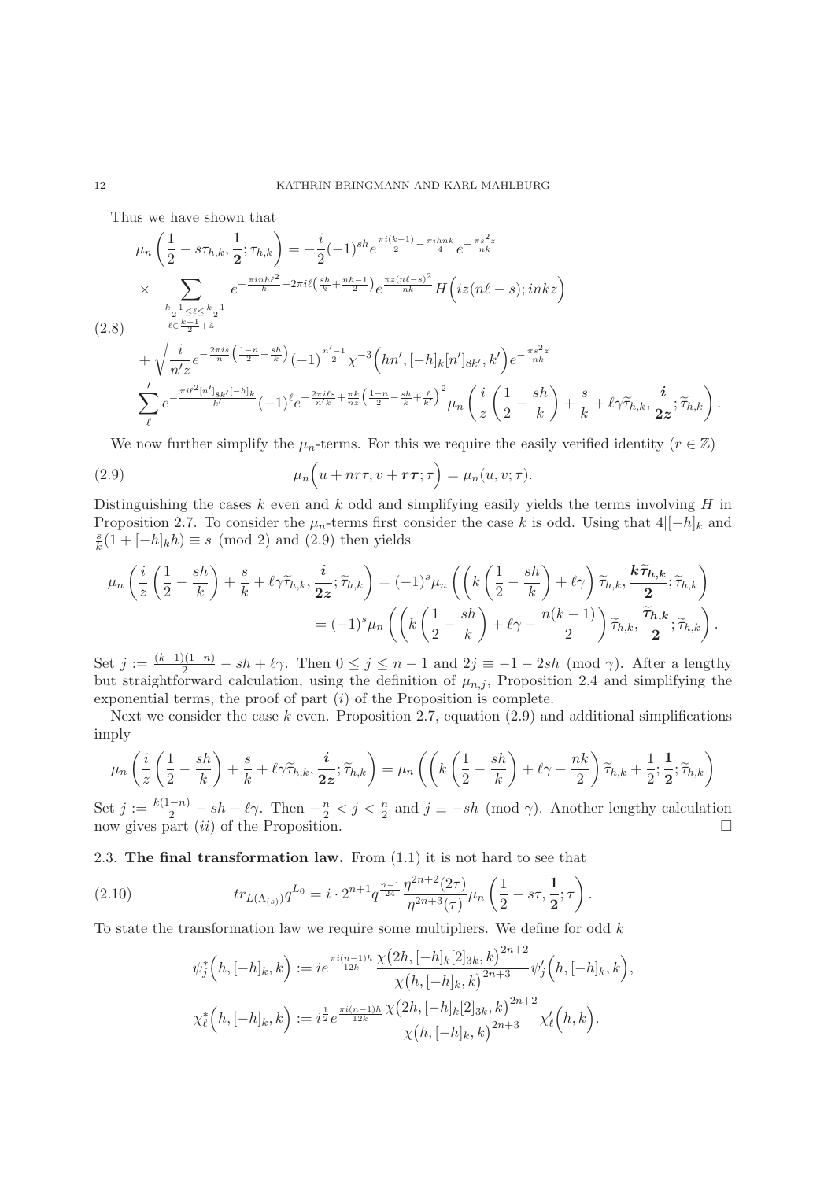Thus we have shown that

$$
\begin{aligned}
\mu_n\left(\frac{1}{2}-s\tau_{h,k},\boldsymbol{\frac{1}{2}};\tau_{h,k}\right) &= -\frac{i}{2}(-1)^{sh}e^{\frac{\pi i(k-1)}{2}-\frac{\pi i hnk}{4}}e^{-\frac{\pi s^2 z}{nk}}\\
&\times \sum_{\substack{-\frac{k-1}{2}\leq \ell\leq \frac{k-1}{2}\\ \ell\in\frac{k-1}{2}+\mathbb{Z}}} e^{-\frac{\pi i nh\ell^2}{k}+2\pi i\ell\left(\frac{sh}{k}+\frac{nh-1}{2}\right)}e^{\frac{\pi z(n\ell-s)^2}{nk}}H\Big(iz(n\ell-s);inkz\Big)\\
&+\sqrt{\frac{i}{n'z}}e^{-\frac{2\pi i s}{n}\left(\frac{1-n}{2}-\frac{sh}{k}\right)}(-1)^{\frac{n'-1}{2}}\chi^{-3}\Big(hn',[-h]_k[n']_{8k'},k'\Big)e^{-\frac{\pi s^2 z}{nk}}\\
&\sum_{\ell}{}' e^{-\frac{\pi i\ell^2[n']_{8k'}[-h]_k}{k'}}(-1)^{\ell}e^{-\frac{2\pi i\ell s}{n'k}+\frac{\pi k}{nz}\left(\frac{1-n}{2}-\frac{sh}{k}+\frac{\ell}{k'}\right)^2}\mu_n\left(\frac{i}{z}\left(\frac{1}{2}-\frac{sh}{k}\right)+\frac{s}{k}+\ell\gamma\widetilde{\tau}_{h,k},\boldsymbol{\frac{i}{2z}};\widetilde{\tau}_{h,k}\right).
\end{aligned}
\tag{2.8}
$$

We now further simplify the $\mu_n$-terms. For this we require the easily verified identity ($r\in\mathbb{Z}$)

$$
\mu_n\Big(u+nr\tau,v+\boldsymbol{r\tau};\tau\Big)=\mu_n(u,v;\tau). \tag{2.9}
$$

Distinguishing the cases $k$ even and $k$ odd and simplifying easily yields the terms involving $H$ in Proposition 2.7. To consider the $\mu_n$-terms first consider the case $k$ is odd. Using that $4|[-h]_k$ and $\frac{s}{k}(1+[-h]_k h)\equiv s \pmod 2$ and (2.9) then yields

$$
\begin{aligned}
\mu_n\left(\frac{i}{z}\left(\frac{1}{2}-\frac{sh}{k}\right)+\frac{s}{k}+\ell\gamma\widetilde{\tau}_{h,k},\boldsymbol{\frac{i}{2z}};\widetilde{\tau}_{h,k}\right) &= (-1)^s\mu_n\left(\left(k\left(\frac{1}{2}-\frac{sh}{k}\right)+\ell\gamma\right)\widetilde{\tau}_{h,k},\boldsymbol{\frac{k\widetilde{\tau}_{h,k}}{2}};\widetilde{\tau}_{h,k}\right)\\
&= (-1)^s\mu_n\left(\left(k\left(\frac{1}{2}-\frac{sh}{k}\right)+\ell\gamma-\frac{n(k-1)}{2}\right)\widetilde{\tau}_{h,k},\boldsymbol{\frac{\widetilde{\tau}_{h,k}}{2}};\widetilde{\tau}_{h,k}\right).
\end{aligned}
$$

Set $j:=\frac{(k-1)(1-n)}{2}-sh+\ell\gamma$. Then $0\leq j\leq n-1$ and $2j\equiv -1-2sh \pmod\gamma$. After a lengthy but straightforward calculation, using the definition of $\mu_{n,j}$, Proposition 2.4 and simplifying the exponential terms, the proof of part $(i)$ of the Proposition is complete.

Next we consider the case $k$ even. Proposition 2.7, equation (2.9) and additional simplifications imply

$$
\mu_n\left(\frac{i}{z}\left(\frac{1}{2}-\frac{sh}{k}\right)+\frac{s}{k}+\ell\gamma\widetilde{\tau}_{h,k},\boldsymbol{\frac{i}{2z}};\widetilde{\tau}_{h,k}\right)=\mu_n\left(\left(k\left(\frac{1}{2}-\frac{sh}{k}\right)+\ell\gamma-\frac{nk}{2}\right)\widetilde{\tau}_{h,k}+\frac{1}{2};\boldsymbol{\frac{1}{2}};\widetilde{\tau}_{h,k}\right)
$$

Set $j:=\frac{k(1-n)}{2}-sh+\ell\gamma$. Then $-\frac{n}{2}<j<\frac{n}{2}$ and $j\equiv -sh \pmod\gamma$. Another lengthy calculation now gives part $(ii)$ of the Proposition. $\square$

### 2.3. The final transformation law.

From (1.1) it is not hard to see that

$$
tr_{L(\Lambda_{(s)})}q^{L_0}=i\cdot 2^{n+1}q^{\frac{n-1}{24}}\frac{\eta^{2n+2}(2\tau)}{\eta^{2n+3}(\tau)}\mu_n\left(\frac{1}{2}-s\tau,\boldsymbol{\frac{1}{2}};\tau\right). \tag{2.10}
$$

To state the transformation law we require some multipliers. We define for odd $k$

$$
\psi_j^*\Big(h,[-h]_k,k\Big):=ie^{\frac{\pi i(n-1)h}{12k}}\frac{\chi\big(2h,[-h]_k[2]_{3k},k\big)^{2n+2}}{\chi\big(h,[-h]_k,k\big)^{2n+3}}\psi_j'\Big(h,[-h]_k,k\Big),
$$

$$
\chi_\ell^*\Big(h,[-h]_k,k\Big):=i^{\frac{1}{2}}e^{\frac{\pi i(n-1)h}{12k}}\frac{\chi\big(2h,[-h]_k[2]_{3k},k\big)^{2n+2}}{\chi\big(h,[-h]_k,k\big)^{2n+3}}\chi_\ell'\Big(h,k\Big).
$$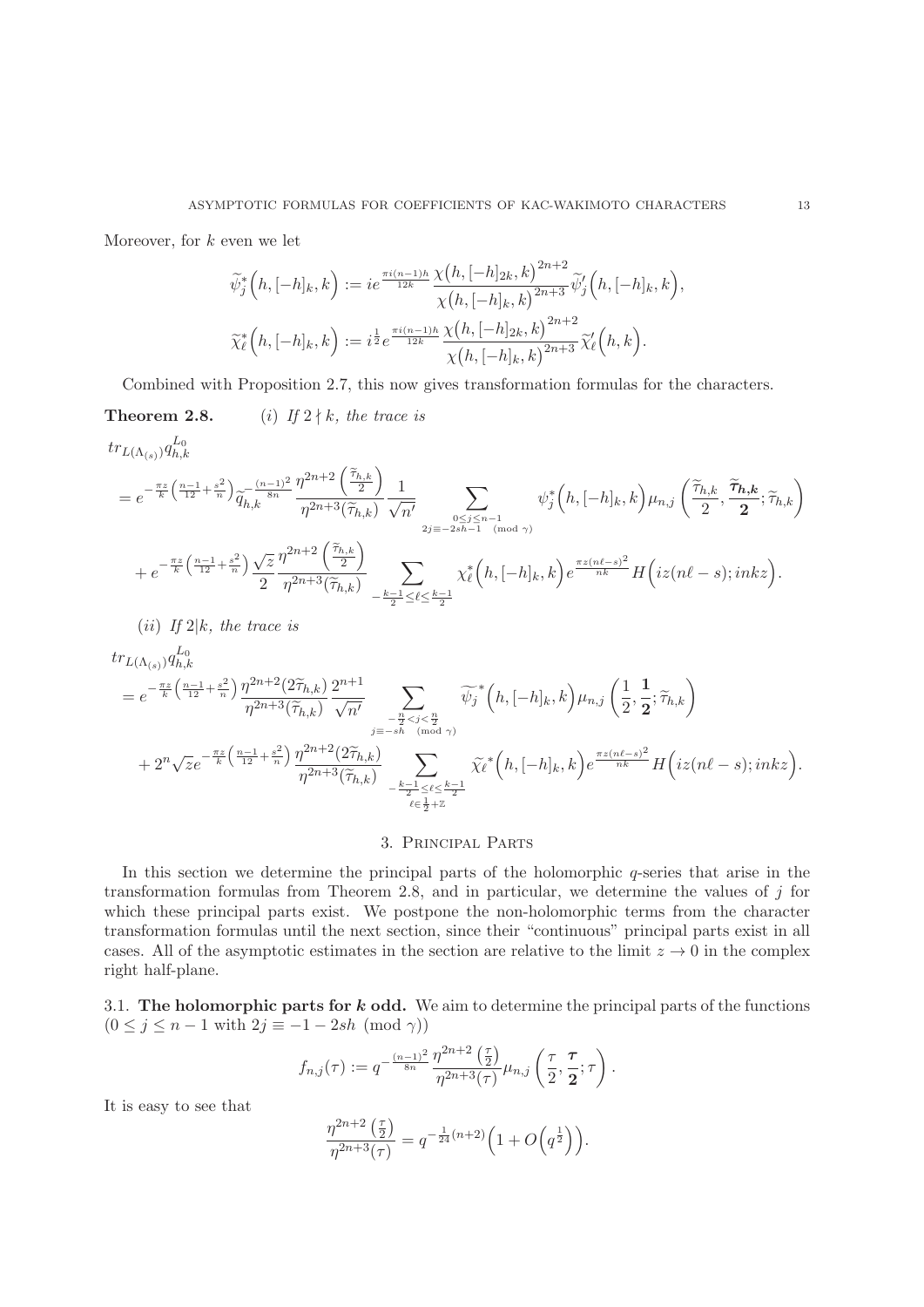Moreover, for $k$ even we let

$$\widetilde{\psi}_j^*\Big(h,[-h]_k,k\Big) := ie^{\frac{\pi i(n-1)h}{12k}} \frac{\chi\big(h,[-h]_{2k},k\big)^{2n+2}}{\chi\big(h,[-h]_k,k\big)^{2n+3}} \widetilde{\psi}_j'\Big(h,[-h]_k,k\Big),$$

$$\widetilde{\chi}_\ell^*\Big(h,[-h]_k,k\Big) := i^{\frac{1}{2}} e^{\frac{\pi i(n-1)h}{12k}} \frac{\chi\big(h,[-h]_{2k},k\big)^{2n+2}}{\chi\big(h,[-h]_k,k\big)^{2n+3}} \widetilde{\chi}_\ell'\Big(h,k\Big).$$

Combined with Proposition 2.7, this now gives transformation formulas for the characters.

**Theorem 2.8.** *(i) If $2 \nmid k$, the trace is*

$$\begin{aligned}
&tr_{L(\Lambda_{(s)})} q_{h,k}^{L_0} \\
&= e^{-\frac{\pi z}{k}\left(\frac{n-1}{12}+\frac{s^2}{n}\right)} \widetilde{q}_{h,k}^{-\frac{(n-1)^2}{8n}} \frac{\eta^{2n+2}\left(\frac{\widetilde{\tau}_{h,k}}{2}\right)}{\eta^{2n+3}(\widetilde{\tau}_{h,k})} \frac{1}{\sqrt{n'}} \sum_{\substack{0 \le j \le n-1 \\ 2j \equiv -2sh-1 \pmod{\gamma}}} \psi_j^*\Big(h,[-h]_k,k\Big) \mu_{n,j}\left(\frac{\widetilde{\tau}_{h,k}}{2}, \frac{\boldsymbol{\widetilde{\tau}_{h,k}}}{\mathbf{2}}; \widetilde{\tau}_{h,k}\right) \\
&\quad + e^{-\frac{\pi z}{k}\left(\frac{n-1}{12}+\frac{s^2}{n}\right)} \frac{\sqrt{z}}{2} \frac{\eta^{2n+2}\left(\frac{\widetilde{\tau}_{h,k}}{2}\right)}{\eta^{2n+3}(\widetilde{\tau}_{h,k})} \sum_{-\frac{k-1}{2} \le \ell \le \frac{k-1}{2}} \chi_\ell^*\Big(h,[-h]_k,k\Big) e^{\frac{\pi z(n\ell-s)^2}{nk}} H\Big(iz(n\ell-s); inkz\Big).
\end{aligned}$$

*(ii) If $2|k$, the trace is*

$$\begin{aligned}
&tr_{L(\Lambda_{(s)})} q_{h,k}^{L_0} \\
&= e^{-\frac{\pi z}{k}\left(\frac{n-1}{12}+\frac{s^2}{n}\right)} \frac{\eta^{2n+2}(2\widetilde{\tau}_{h,k})}{\eta^{2n+3}(\widetilde{\tau}_{h,k})} \frac{2^{n+1}}{\sqrt{n'}} \sum_{\substack{-\frac{n}{2} < j < \frac{n}{2} \\ j \equiv -sh \pmod{\gamma}}} \widetilde{\psi_j}^*\Big(h,[-h]_k,k\Big) \mu_{n,j}\left(\frac{1}{2}, \frac{\mathbf{1}}{\mathbf{2}}; \widetilde{\tau}_{h,k}\right) \\
&\quad + 2^n \sqrt{z} e^{-\frac{\pi z}{k}\left(\frac{n-1}{12}+\frac{s^2}{n}\right)} \frac{\eta^{2n+2}(2\widetilde{\tau}_{h,k})}{\eta^{2n+3}(\widetilde{\tau}_{h,k})} \sum_{\substack{-\frac{k-1}{2} \le \ell \le \frac{k-1}{2} \\ \ell \in \frac{1}{2}+\mathbb{Z}}} \widetilde{\chi_\ell}^*\Big(h,[-h]_k,k\Big) e^{\frac{\pi z(n\ell-s)^2}{nk}} H\Big(iz(n\ell-s); inkz\Big).
\end{aligned}$$

## 3. Principal Parts

In this section we determine the principal parts of the holomorphic $q$-series that arise in the transformation formulas from Theorem 2.8, and in particular, we determine the values of $j$ for which these principal parts exist. We postpone the non-holomorphic terms from the character transformation formulas until the next section, since their "continuous" principal parts exist in all cases. All of the asymptotic estimates in the section are relative to the limit $z \to 0$ in the complex right half-plane.

### 3.1. The holomorphic parts for $k$ odd.

We aim to determine the principal parts of the functions ($0 \le j \le n-1$ with $2j \equiv -1-2sh \pmod{\gamma}$)

$$f_{n,j}(\tau) := q^{-\frac{(n-1)^2}{8n}} \frac{\eta^{2n+2}\left(\frac{\tau}{2}\right)}{\eta^{2n+3}(\tau)} \mu_{n,j}\left(\frac{\tau}{2}, \frac{\boldsymbol{\tau}}{\mathbf{2}}; \tau\right).$$

It is easy to see that

$$\frac{\eta^{2n+2}\left(\frac{\tau}{2}\right)}{\eta^{2n+3}(\tau)} = q^{-\frac{1}{24}(n+2)}\Big(1+O\Big(q^{\frac{1}{2}}\Big)\Big).$$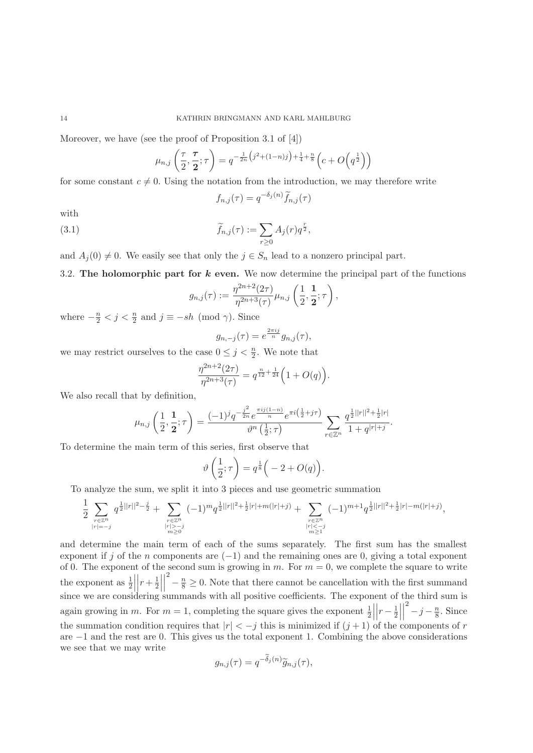Moreover, we have (see the proof of Proposition 3.1 of [4])

$$\mu_{n,j}\left(\frac{\tau}{2}, \frac{\boldsymbol{\tau}}{\mathbf{2}}; \tau\right) = q^{-\frac{1}{2n}\left(j^2+(1-n)j\right)+\frac{1}{4}+\frac{n}{8}}\left(c + O\left(q^{\frac{1}{2}}\right)\right)$$

for some constant $c \neq 0$. Using the notation from the introduction, we may therefore write

$$f_{n,j}(\tau) = q^{-\delta_j(n)} \widetilde{f}_{n,j}(\tau)$$

with

$$\widetilde{f}_{n,j}(\tau) := \sum_{r \geq 0} A_j(r) q^{\frac{r}{2}}, \tag{3.1}$$

and $A_j(0) \neq 0$. We easily see that only the $j \in S_n$ lead to a nonzero principal part.

## 3.2. The holomorphic part for $k$ even.

We now determine the principal part of the functions

$$g_{n,j}(\tau) := \frac{\eta^{2n+2}(2\tau)}{\eta^{2n+3}(\tau)} \mu_{n,j}\left(\frac{1}{2}, \frac{\mathbf{1}}{\mathbf{2}}; \tau\right),$$

where $-\frac{n}{2} < j < \frac{n}{2}$ and $j \equiv -sh \pmod{\gamma}$. Since

$$g_{n,-j}(\tau) = e^{\frac{2\pi i j}{n}} g_{n,j}(\tau),$$

we may restrict ourselves to the case $0 \leq j < \frac{n}{2}$. We note that

$$\frac{\eta^{2n+2}(2\tau)}{\eta^{2n+3}(\tau)} = q^{\frac{n}{12}+\frac{1}{24}}\Big(1 + O(q)\Big).$$

We also recall that by definition,

$$\mu_{n,j}\left(\frac{1}{2}, \frac{\mathbf{1}}{\mathbf{2}}; \tau\right) = \frac{(-1)^j q^{-\frac{j^2}{2n}} e^{\frac{\pi i j(1-n)}{n}} e^{\pi i\left(\frac{1}{2}+j\tau\right)}}{\vartheta^n\left(\frac{1}{2}; \tau\right)} \sum_{r \in \mathbb{Z}^n} \frac{q^{\frac{1}{2}||r||^2+\frac{1}{2}|r|}}{1+q^{|r|+j}}.$$

To determine the main term of this series, first observe that

$$\vartheta\left(\frac{1}{2}; \tau\right) = q^{\frac{1}{8}}\Big(-2 + O(q)\Big).$$

To analyze the sum, we split it into 3 pieces and use geometric summation

$$\frac{1}{2}\sum_{\substack{r \in \mathbb{Z}^n \\ |r|=-j}} q^{\frac{1}{2}||r||^2-\frac{j}{2}} + \sum_{\substack{r \in \mathbb{Z}^n \\ |r|>-j \\ m \geq 0}} (-1)^m q^{\frac{1}{2}||r||^2+\frac{1}{2}|r|+m(|r|+j)} + \sum_{\substack{r \in \mathbb{Z}^n \\ |r|<-j \\ m \geq 1}} (-1)^{m+1} q^{\frac{1}{2}||r||^2+\frac{1}{2}|r|-m(|r|+j)},$$

and determine the main term of each of the sums separately. The first sum has the smallest exponent if $j$ of the $n$ components are $(-1)$ and the remaining ones are 0, giving a total exponent of 0. The exponent of the second sum is growing in $m$. For $m = 0$, we complete the square to write the exponent as $\frac{1}{2}\left|\left|r + \frac{1}{2}\right|\right|^2 - \frac{n}{8} \geq 0$. Note that there cannot be cancellation with the first summand since we are considering summands with all positive coefficients. The exponent of the third sum is again growing in $m$. For $m = 1$, completing the square gives the exponent $\frac{1}{2}\left|\left|r - \frac{1}{2}\right|\right|^2 - j - \frac{n}{8}$. Since the summation condition requires that $|r| < -j$ this is minimized if $(j + 1)$ of the components of $r$ are $-1$ and the rest are 0. This gives us the total exponent 1. Combining the above considerations we see that we may write

$$g_{n,j}(\tau) = q^{-\widetilde{\delta}_j(n)} \widetilde{g}_{n,j}(\tau),$$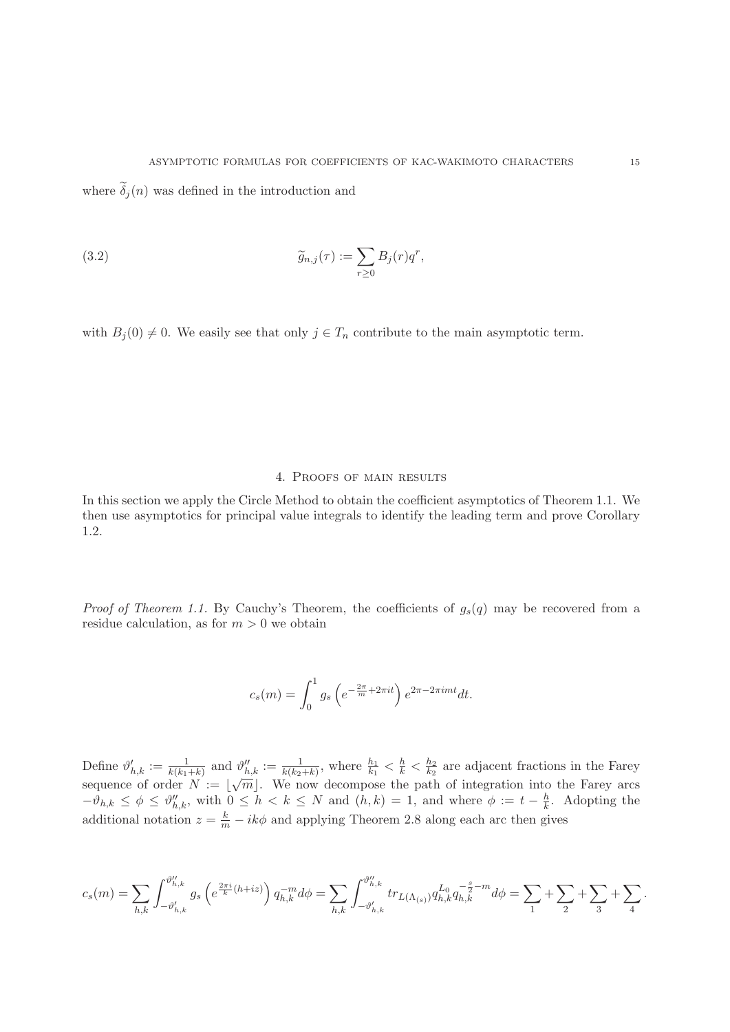where $\widetilde{\delta}_j(n)$ was defined in the introduction and

$$
\widetilde{g}_{n,j}(\tau) := \sum_{r\geq 0} B_j(r) q^r, \tag{3.2}
$$

with $B_j(0) \neq 0$. We easily see that only $j \in T_n$ contribute to the main asymptotic term.

## 4. Proofs of main results

In this section we apply the Circle Method to obtain the coefficient asymptotics of Theorem 1.1. We then use asymptotics for principal value integrals to identify the leading term and prove Corollary 1.2.

*Proof of Theorem 1.1.* By Cauchy's Theorem, the coefficients of $g_s(q)$ may be recovered from a residue calculation, as for $m > 0$ we obtain

$$
c_s(m) = \int_0^1 g_s\left(e^{-\frac{2\pi}{m}+2\pi i t}\right) e^{2\pi - 2\pi i m t} dt.
$$

Define $\vartheta'_{h,k} := \frac{1}{k(k_1+k)}$ and $\vartheta''_{h,k} := \frac{1}{k(k_2+k)}$, where $\frac{h_1}{k_1} < \frac{h}{k} < \frac{h_2}{k_2}$ are adjacent fractions in the Farey sequence of order $N := \lfloor \sqrt{m} \rfloor$. We now decompose the path of integration into the Farey arcs $-\vartheta_{h,k} \leq \phi \leq \vartheta''_{h,k}$, with $0 \leq h < k \leq N$ and $(h,k) = 1$, and where $\phi := t - \frac{h}{k}$. Adopting the additional notation $z = \frac{k}{m} - ik\phi$ and applying Theorem 2.8 along each arc then gives

$$
c_s(m) = \sum_{h,k} \int_{-\vartheta'_{h,k}}^{\vartheta''_{h,k}} g_s\left(e^{\frac{2\pi i}{k}(h+iz)}\right) q_{h,k}^{-m} d\phi = \sum_{h,k} \int_{-\vartheta'_{h,k}}^{\vartheta''_{h,k}} tr_{L(\Lambda_{(s)})} q_{h,k}^{L_0} q_{h,k}^{-\frac{s}{2}-m} d\phi = \sum_1 + \sum_2 + \sum_3 + \sum_4 .
$$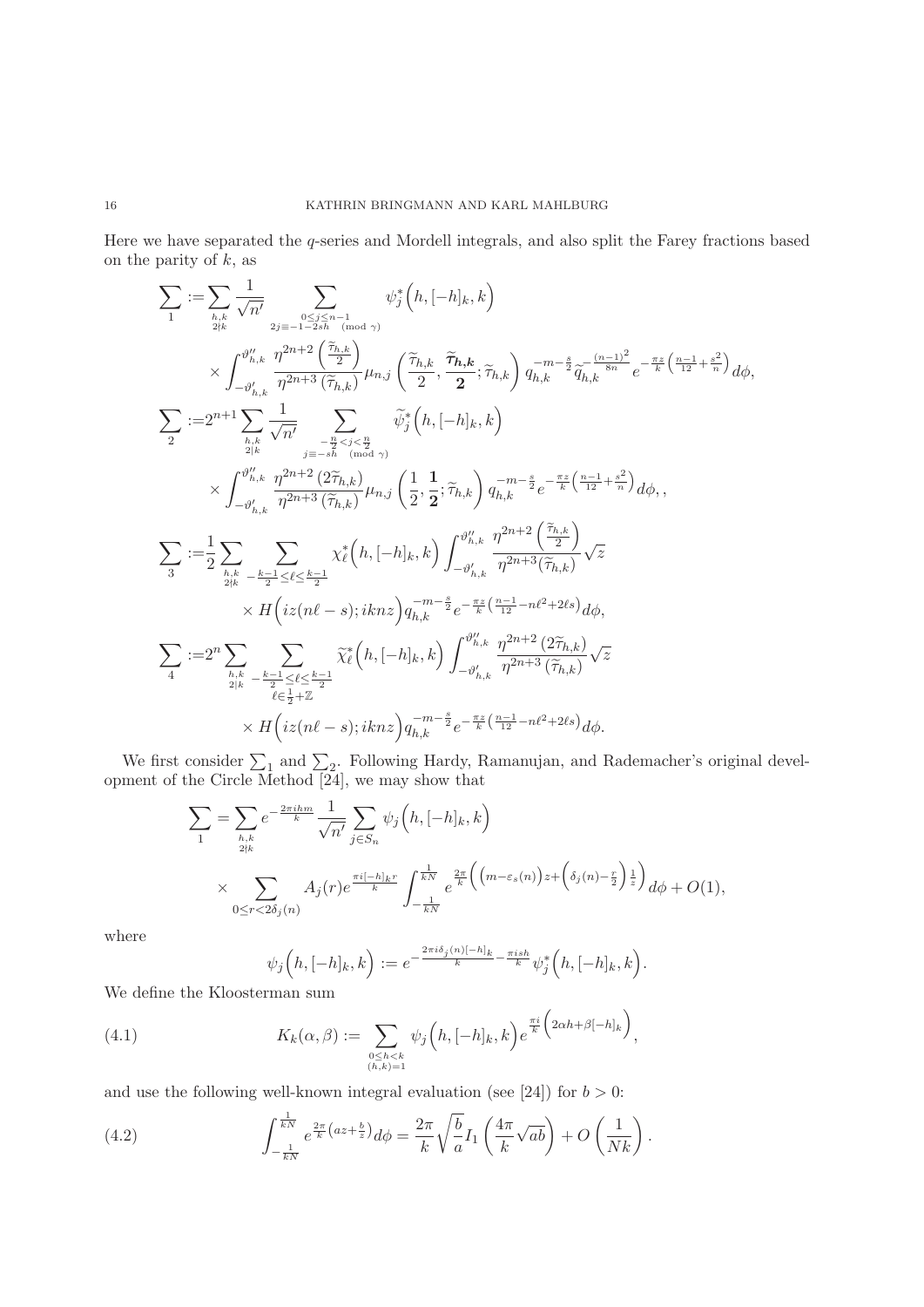Here we have separated the $q$-series and Mordell integrals, and also split the Farey fractions based on the parity of $k$, as

$$
\begin{aligned}
\sum_1 :=& \sum_{\substack{h,k\\2\nmid k}} \frac{1}{\sqrt{n'}} \sum_{\substack{0\le j\le n-1\\ 2j\equiv -1-2sh \pmod{\gamma}}} \psi_j^*\Big(h,[-h]_k,k\Big)\\
&\times \int_{-\vartheta'_{h,k}}^{\vartheta''_{h,k}} \frac{\eta^{2n+2}\left(\frac{\widetilde{\tau}_{h,k}}{2}\right)}{\eta^{2n+3}\left(\widetilde{\tau}_{h,k}\right)} \mu_{n,j}\left(\frac{\widetilde{\tau}_{h,k}}{2}, \boldsymbol{\frac{\widetilde{\tau}_{h,k}}{2}}; \widetilde{\tau}_{h,k}\right) q_{h,k}^{-m-\frac{s}{2}} \widetilde{q}_{h,k}^{\,-\frac{(n-1)^2}{8n}} e^{-\frac{\pi z}{k}\left(\frac{n-1}{12}+\frac{s^2}{n}\right)} d\phi,\\
\sum_2 :=& 2^{n+1} \sum_{\substack{h,k\\2\mid k}} \frac{1}{\sqrt{n'}} \sum_{\substack{-\frac{n}{2}<j<\frac{n}{2}\\ j\equiv -sh \pmod{\gamma}}} \widetilde{\psi}_j^*\Big(h,[-h]_k,k\Big)\\
&\times \int_{-\vartheta'_{h,k}}^{\vartheta''_{h,k}} \frac{\eta^{2n+2}\left(2\widetilde{\tau}_{h,k}\right)}{\eta^{2n+3}\left(\widetilde{\tau}_{h,k}\right)} \mu_{n,j}\left(\frac{1}{2}, \boldsymbol{\frac{1}{2}}; \widetilde{\tau}_{h,k}\right) q_{h,k}^{-m-\frac{s}{2}} e^{-\frac{\pi z}{k}\left(\frac{n-1}{12}+\frac{s^2}{n}\right)} d\phi,,\\
\sum_3 :=& \frac{1}{2} \sum_{\substack{h,k\\2\nmid k}} \sum_{-\frac{k-1}{2}\le \ell\le \frac{k-1}{2}} \chi_\ell^*\Big(h,[-h]_k,k\Big) \int_{-\vartheta'_{h,k}}^{\vartheta''_{h,k}} \frac{\eta^{2n+2}\left(\frac{\widetilde{\tau}_{h,k}}{2}\right)}{\eta^{2n+3}(\widetilde{\tau}_{h,k})} \sqrt{z}\\
&\times H\Big(iz(n\ell-s); iknz\Big) q_{h,k}^{-m-\frac{s}{2}} e^{-\frac{\pi z}{k}\left(\frac{n-1}{12}-n\ell^2+2\ell s\right)} d\phi,\\
\sum_4 :=& 2^n \sum_{\substack{h,k\\2\mid k}} \sum_{\substack{-\frac{k-1}{2}\le \ell\le \frac{k-1}{2}\\ \ell\in\frac{1}{2}+\mathbb{Z}}} \widetilde{\chi}_\ell^*\Big(h,[-h]_k,k\Big) \int_{-\vartheta'_{h,k}}^{\vartheta''_{h,k}} \frac{\eta^{2n+2}\left(2\widetilde{\tau}_{h,k}\right)}{\eta^{2n+3}\left(\widetilde{\tau}_{h,k}\right)} \sqrt{z}\\
&\times H\Big(iz(n\ell-s); iknz\Big) q_{h,k}^{-m-\frac{s}{2}} e^{-\frac{\pi z}{k}\left(\frac{n-1}{12}-n\ell^2+2\ell s\right)} d\phi.
\end{aligned}
$$

We first consider $\sum_1$ and $\sum_2$. Following Hardy, Ramanujan, and Rademacher's original development of the Circle Method [24], we may show that

$$
\begin{aligned}
\sum_1 =& \sum_{\substack{h,k\\2\nmid k}} e^{-\frac{2\pi i hm}{k}} \frac{1}{\sqrt{n'}} \sum_{j\in S_n} \psi_j\Big(h,[-h]_k,k\Big)\\
&\times \sum_{0\le r<2\delta_j(n)} A_j(r) e^{\frac{\pi i[-h]_k r}{k}} \int_{-\frac{1}{kN}}^{\frac{1}{kN}} e^{\frac{2\pi}{k}\left(\left(m-\varepsilon_s(n)\right)z+\left(\delta_j(n)-\frac{r}{2}\right)\frac{1}{z}\right)} d\phi + O(1),
\end{aligned}
$$

where

$$
\psi_j\Big(h,[-h]_k,k\Big) := e^{-\frac{2\pi i\delta_j(n)[-h]_k}{k}-\frac{\pi ish}{k}} \psi_j^*\Big(h,[-h]_k,k\Big).
$$

We define the Kloosterman sum

$$
K_k(\alpha,\beta) := \sum_{\substack{0\le h<k\\(h,k)=1}} \psi_j\Big(h,[-h]_k,k\Big) e^{\frac{\pi i}{k}\left(2\alpha h+\beta[-h]_k\right)}, \tag{4.1}
$$

and use the following well-known integral evaluation (see [24]) for $b>0$:

$$
\int_{-\frac{1}{kN}}^{\frac{1}{kN}} e^{\frac{2\pi}{k}\left(az+\frac{b}{z}\right)} d\phi = \frac{2\pi}{k}\sqrt{\frac{b}{a}}\, I_1\left(\frac{4\pi}{k}\sqrt{ab}\right) + O\left(\frac{1}{Nk}\right). \tag{4.2}
$$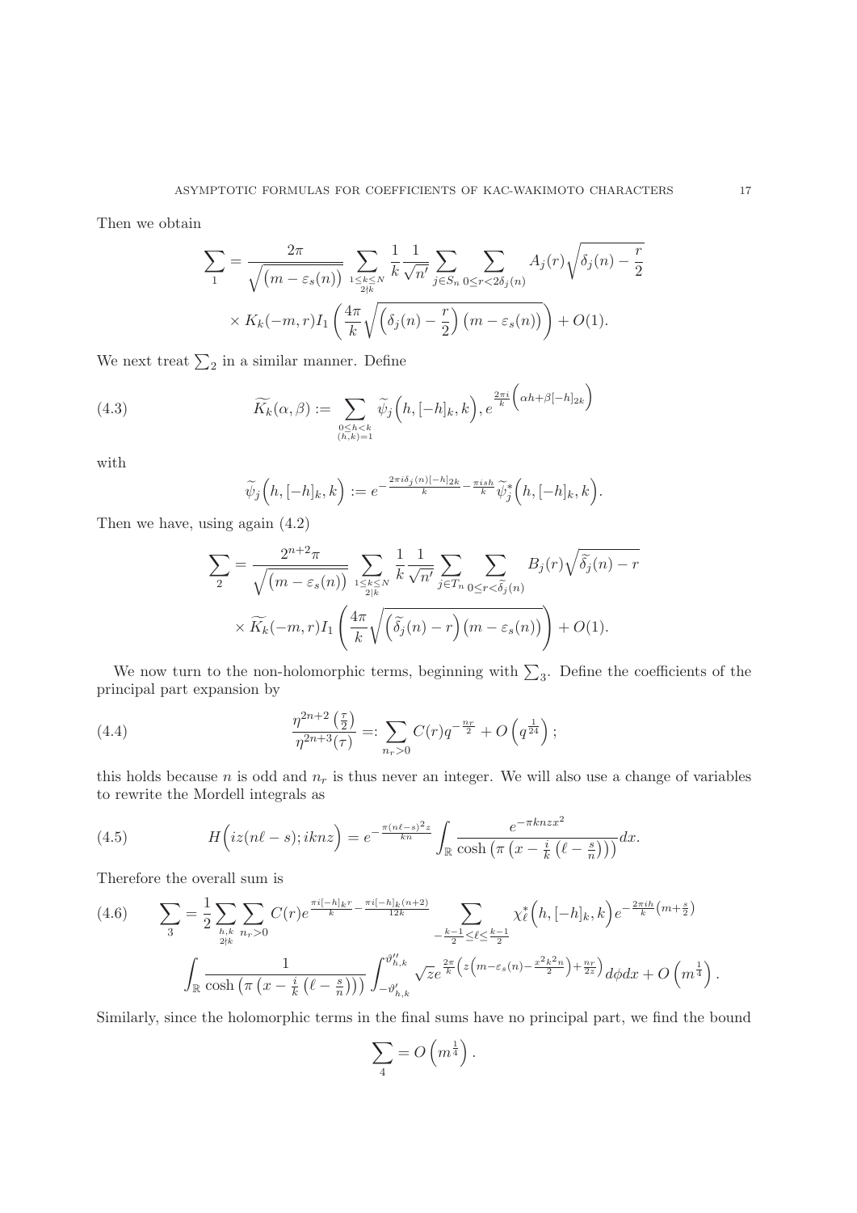Then we obtain

$$\sum_1 = \frac{2\pi}{\sqrt{\left(m-\varepsilon_s(n)\right)}} \sum_{\substack{1\leq k\leq N\\ 2\nmid k}} \frac{1}{k}\frac{1}{\sqrt{n'}} \sum_{j\in S_n} \sum_{0\leq r<2\delta_j(n)} A_j(r)\sqrt{\delta_j(n)-\frac{r}{2}}$$
$$\times K_k(-m,r) I_1\left(\frac{4\pi}{k}\sqrt{\left(\delta_j(n)-\frac{r}{2}\right)\left(m-\varepsilon_s(n)\right)}\right) + O(1).$$

We next treat $\sum_2$ in a similar manner. Define

$$\widetilde{K_k}(\alpha,\beta) := \sum_{\substack{0\leq h<k\\ (h,k)=1}} \widetilde{\psi}_j\Big(h,[-h]_k,k\Big), e^{\frac{2\pi i}{k}\left(\alpha h+\beta[-h]_{2k}\right)} \tag{4.3}$$

with

$$\widetilde{\psi}_j\Big(h,[-h]_k,k\Big) := e^{-\frac{2\pi i\delta_j(n)[-h]_{2k}}{k}-\frac{\pi ish}{k}}\widetilde{\psi}_j^*\Big(h,[-h]_k,k\Big).$$

Then we have, using again (4.2)

$$\sum_2 = \frac{2^{n+2}\pi}{\sqrt{\left(m-\varepsilon_s(n)\right)}} \sum_{\substack{1\leq k\leq N\\ 2| k}} \frac{1}{k}\frac{1}{\sqrt{n'}} \sum_{j\in T_n} \sum_{0\leq r<\widetilde{\delta}_j(n)} B_j(r)\sqrt{\widetilde{\delta}_j(n)-r}$$
$$\times \widetilde{K_k}(-m,r) I_1\left(\frac{4\pi}{k}\sqrt{\left(\widetilde{\delta}_j(n)-r\right)\left(m-\varepsilon_s(n)\right)}\right) + O(1).$$

We now turn to the non-holomorphic terms, beginning with $\sum_3$. Define the coefficients of the principal part expansion by

$$\frac{\eta^{2n+2}\left(\frac{\tau}{2}\right)}{\eta^{2n+3}(\tau)} =: \sum_{n_r>0} C(r)q^{-\frac{n_r}{2}} + O\left(q^{\frac{1}{24}}\right); \tag{4.4}$$

this holds because $n$ is odd and $n_r$ is thus never an integer. We will also use a change of variables to rewrite the Mordell integrals as

$$H\Big(iz(n\ell-s); iknz\Big) = e^{-\frac{\pi(n\ell-s)^2z}{kn}} \int_{\mathbb{R}} \frac{e^{-\pi knzx^2}}{\cosh\left(\pi\left(x-\frac{i}{k}\left(\ell-\frac{s}{n}\right)\right)\right)}dx. \tag{4.5}$$

Therefore the overall sum is

$$\sum_3 = \frac{1}{2}\sum_{\substack{h,k\\ 2\nmid k}} \sum_{n_r>0} C(r)e^{\frac{\pi i[-h]_kr}{k}-\frac{\pi i[-h]_k(n+2)}{12k}} \sum_{-\frac{k-1}{2}\leq\ell\leq\frac{k-1}{2}} \chi_\ell^*\Big(h,[-h]_k,k\Big)e^{-\frac{2\pi ih}{k}\left(m+\frac{s}{2}\right)} \tag{4.6}$$
$$\int_{\mathbb{R}} \frac{1}{\cosh\left(\pi\left(x-\frac{i}{k}\left(\ell-\frac{s}{n}\right)\right)\right)} \int_{-\vartheta'_{h,k}}^{\vartheta''_{h,k}} \sqrt{z}e^{\frac{2\pi}{k}\left(z\left(m-\varepsilon_s(n)-\frac{x^2k^2n}{2}\right)+\frac{n_r}{2z}\right)}d\phi dx + O\left(m^{\frac{1}{4}}\right).$$

Similarly, since the holomorphic terms in the final sums have no principal part, we find the bound

$$\sum_4 = O\left(m^{\frac{1}{4}}\right).$$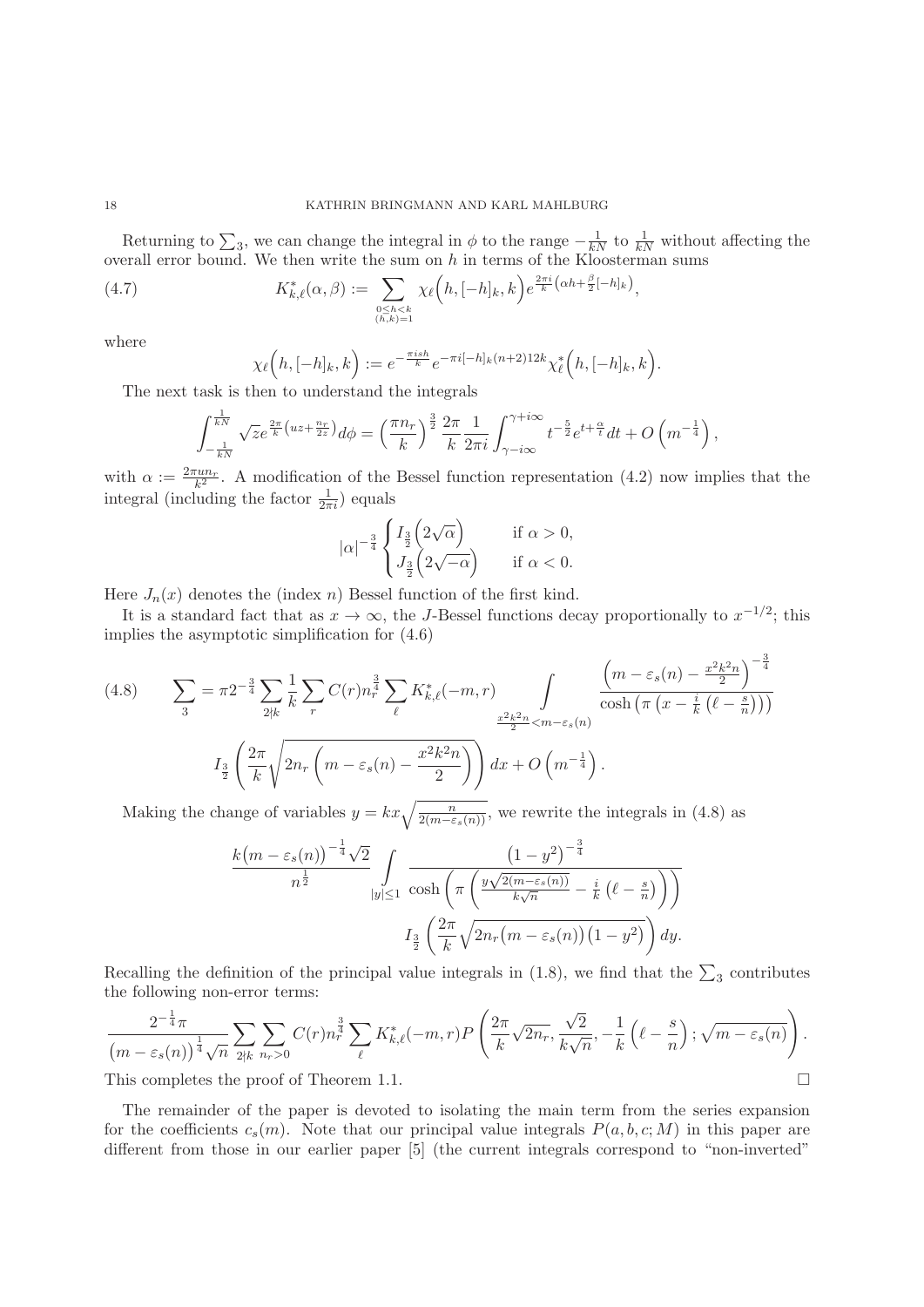Returning to $\sum_3$, we can change the integral in $\phi$ to the range $-\frac{1}{kN}$ to $\frac{1}{kN}$ without affecting the overall error bound. We then write the sum on $h$ in terms of the Kloosterman sums

$$K^*_{k,\ell}(\alpha,\beta) := \sum_{\substack{0\leq h<k \\ (h,k)=1}} \chi_\ell\Big(h,[-h]_k,k\Big) e^{\frac{2\pi i}{k}\left(\alpha h+\frac{\beta}{2}[-h]_k\right)}, \tag{4.7}$$

where

$$\chi_\ell\Big(h,[-h]_k,k\Big) := e^{-\frac{\pi i s h}{k}} e^{-\pi i [-h]_k (n+2) 12k} \chi^*_\ell\Big(h,[-h]_k,k\Big).$$

The next task is then to understand the integrals

$$\int_{-\frac{1}{kN}}^{\frac{1}{kN}} \sqrt{z} e^{\frac{2\pi}{k}\left(uz+\frac{n_r}{2z}\right)} d\phi = \left(\frac{\pi n_r}{k}\right)^{\frac{3}{2}} \frac{2\pi}{k}\frac{1}{2\pi i}\int_{\gamma-i\infty}^{\gamma+i\infty} t^{-\frac{5}{2}} e^{t+\frac{\alpha}{t}} dt + O\left(m^{-\frac{1}{4}}\right),$$

with $\alpha := \frac{2\pi u n_r}{k^2}$. A modification of the Bessel function representation (4.2) now implies that the integral (including the factor $\frac{1}{2\pi i}$) equals

$$|\alpha|^{-\frac{3}{4}} \begin{cases} I_{\frac{3}{2}}\Big(2\sqrt{\alpha}\Big) & \text{if } \alpha>0, \\ J_{\frac{3}{2}}\Big(2\sqrt{-\alpha}\Big) & \text{if } \alpha<0. \end{cases}$$

Here $J_n(x)$ denotes the (index $n$) Bessel function of the first kind.

It is a standard fact that as $x\to\infty$, the $J$-Bessel functions decay proportionally to $x^{-1/2}$; this implies the asymptotic simplification for (4.6)

$$\sum_3 = \pi 2^{-\frac{3}{4}} \sum_{2\nmid k}\frac{1}{k}\sum_r C(r) n_r^{\frac{3}{4}} \sum_\ell K^*_{k,\ell}(-m,r) \int\limits_{\frac{x^2k^2n}{2}<m-\varepsilon_s(n)} \frac{\left(m-\varepsilon_s(n)-\frac{x^2k^2n}{2}\right)^{-\frac{3}{4}}}{\cosh\left(\pi\left(x-\frac{i}{k}\left(\ell-\frac{s}{n}\right)\right)\right)}$$
$$I_{\frac{3}{2}}\left(\frac{2\pi}{k}\sqrt{2n_r\left(m-\varepsilon_s(n)-\frac{x^2k^2n}{2}\right)}\right)dx + O\left(m^{-\frac{1}{4}}\right). \tag{4.8}$$

Making the change of variables $y = kx\sqrt{\frac{n}{2(m-\varepsilon_s(n))}}$, we rewrite the integrals in (4.8) as

$$\frac{k\big(m-\varepsilon_s(n)\big)^{-\frac{1}{4}}\sqrt{2}}{n^{\frac{1}{2}}} \int\limits_{|y|\leq 1} \frac{\big(1-y^2\big)^{-\frac{3}{4}}}{\cosh\left(\pi\left(\frac{y\sqrt{2(m-\varepsilon_s(n))}}{k\sqrt{n}}-\frac{i}{k}\left(\ell-\frac{s}{n}\right)\right)\right)}$$
$$I_{\frac{3}{2}}\left(\frac{2\pi}{k}\sqrt{2n_r\big(m-\varepsilon_s(n)\big)\big(1-y^2\big)}\right)dy.$$

Recalling the definition of the principal value integrals in (1.8), we find that the $\sum_3$ contributes the following non-error terms:

$$\frac{2^{-\frac{1}{4}}\pi}{\big(m-\varepsilon_s(n)\big)^{\frac{1}{4}}\sqrt{n}} \sum_{2\nmid k}\sum_{n_r>0} C(r) n_r^{\frac{3}{4}} \sum_\ell K^*_{k,\ell}(-m,r) P\left(\frac{2\pi}{k}\sqrt{2n_r}, \frac{\sqrt{2}}{k\sqrt{n}}, -\frac{1}{k}\left(\ell-\frac{s}{n}\right); \sqrt{m-\varepsilon_s(n)}\right).$$

This completes the proof of Theorem 1.1. $\square$

The remainder of the paper is devoted to isolating the main term from the series expansion for the coefficients $c_s(m)$. Note that our principal value integrals $P(a,b,c;M)$ in this paper are different from those in our earlier paper [5] (the current integrals correspond to "non-inverted"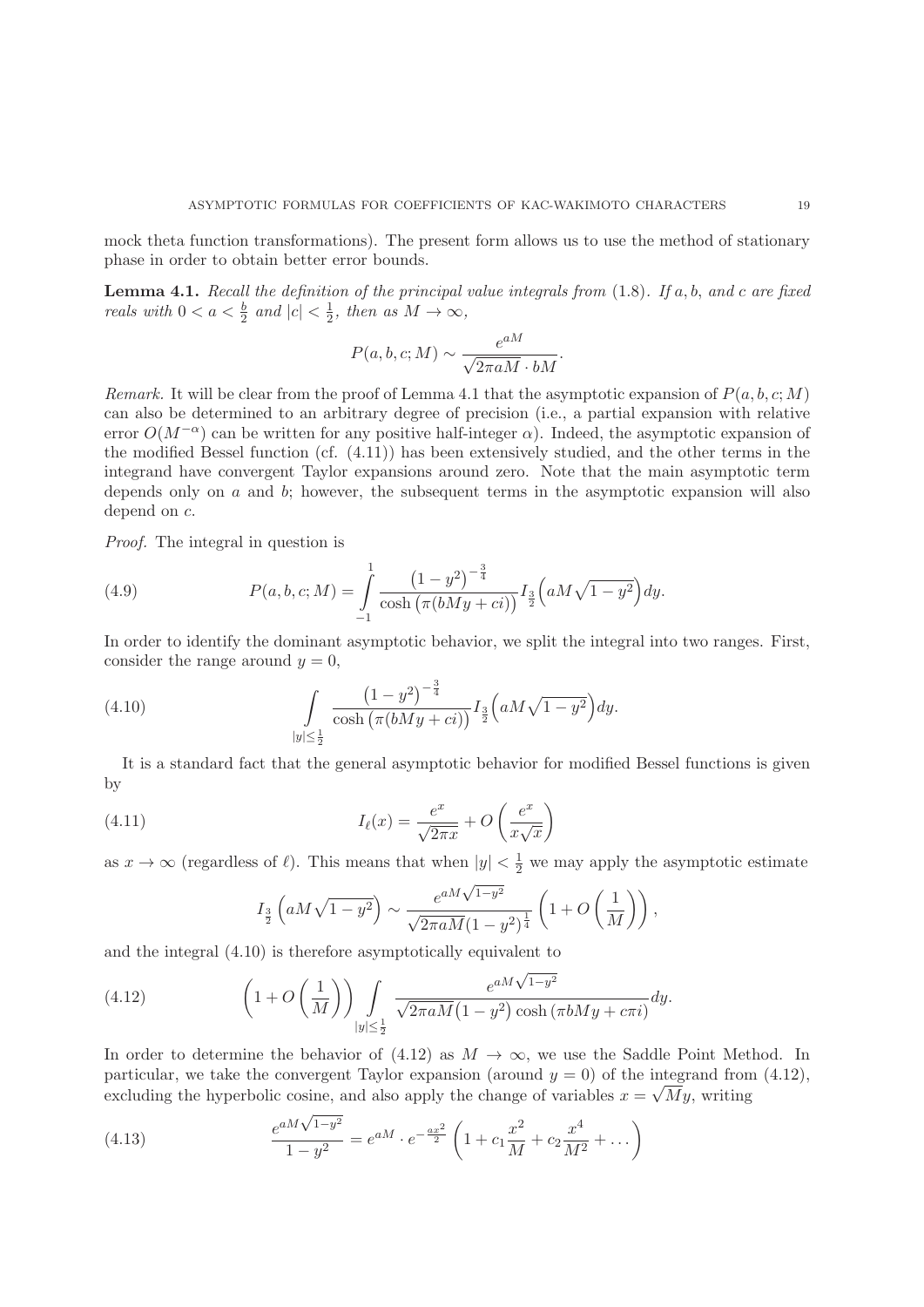mock theta function transformations). The present form allows us to use the method of stationary phase in order to obtain better error bounds.

**Lemma 4.1.** *Recall the definition of the principal value integrals from* (1.8)*. If $a, b$, and $c$ are fixed reals with $0 < a < \frac{b}{2}$ and $|c| < \frac{1}{2}$, then as $M \to \infty$,*

$$P(a, b, c; M) \sim \frac{e^{aM}}{\sqrt{2\pi aM} \cdot bM}.$$

*Remark.* It will be clear from the proof of Lemma 4.1 that the asymptotic expansion of $P(a, b, c; M)$ can also be determined to an arbitrary degree of precision (i.e., a partial expansion with relative error $O(M^{-\alpha})$ can be written for any positive half-integer $\alpha$). Indeed, the asymptotic expansion of the modified Bessel function (cf. (4.11)) has been extensively studied, and the other terms in the integrand have convergent Taylor expansions around zero. Note that the main asymptotic term depends only on $a$ and $b$; however, the subsequent terms in the asymptotic expansion will also depend on $c$.

*Proof.* The integral in question is

$$P(a, b, c; M) = \int_{-1}^{1} \frac{\left(1 - y^2\right)^{-\frac{3}{4}}}{\cosh\left(\pi(bMy + ci)\right)} I_{\frac{3}{2}}\left(aM\sqrt{1 - y^2}\right) dy. \tag{4.9}$$

In order to identify the dominant asymptotic behavior, we split the integral into two ranges. First, consider the range around $y = 0$,

$$\int_{|y| \leq \frac{1}{2}} \frac{\left(1 - y^2\right)^{-\frac{3}{4}}}{\cosh\left(\pi(bMy + ci)\right)} I_{\frac{3}{2}}\left(aM\sqrt{1 - y^2}\right) dy. \tag{4.10}$$

It is a standard fact that the general asymptotic behavior for modified Bessel functions is given by

$$I_\ell(x) = \frac{e^x}{\sqrt{2\pi x}} + O\left(\frac{e^x}{x\sqrt{x}}\right) \tag{4.11}$$

as $x \to \infty$ (regardless of $\ell$). This means that when $|y| < \frac{1}{2}$ we may apply the asymptotic estimate

$$I_{\frac{3}{2}}\left(aM\sqrt{1 - y^2}\right) \sim \frac{e^{aM\sqrt{1-y^2}}}{\sqrt{2\pi aM}(1 - y^2)^{\frac{1}{4}}}\left(1 + O\left(\frac{1}{M}\right)\right),$$

and the integral (4.10) is therefore asymptotically equivalent to

$$\left(1 + O\left(\frac{1}{M}\right)\right) \int_{|y| \leq \frac{1}{2}} \frac{e^{aM\sqrt{1-y^2}}}{\sqrt{2\pi aM}\left(1 - y^2\right) \cosh\left(\pi bMy + c\pi i\right)} dy. \tag{4.12}$$

In order to determine the behavior of (4.12) as $M \to \infty$, we use the Saddle Point Method. In particular, we take the convergent Taylor expansion (around $y = 0$) of the integrand from (4.12), excluding the hyperbolic cosine, and also apply the change of variables $x = \sqrt{M}y$, writing

$$\frac{e^{aM\sqrt{1-y^2}}}{1 - y^2} = e^{aM} \cdot e^{-\frac{ax^2}{2}} \left(1 + c_1\frac{x^2}{M} + c_2\frac{x^4}{M^2} + \dots\right) \tag{4.13}$$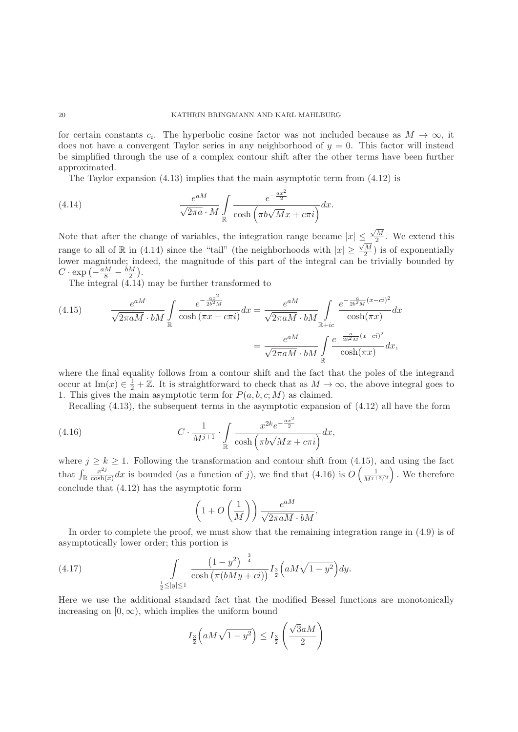for certain constants $c_i$. The hyperbolic cosine factor was not included because as $M \to \infty$, it does not have a convergent Taylor series in any neighborhood of $y = 0$. This factor will instead be simplified through the use of a complex contour shift after the other terms have been further approximated.

The Taylor expansion (4.13) implies that the main asymptotic term from (4.12) is

$$\frac{e^{aM}}{\sqrt{2\pi a} \cdot M} \int_{\mathbb{R}} \frac{e^{-\frac{ax^2}{2}}}{\cosh\left(\pi b\sqrt{M}x + c\pi i\right)} dx. \tag{4.14}$$

Note that after the change of variables, the integration range became $|x| \leq \frac{\sqrt{M}}{2}$. We extend this range to all of $\mathbb{R}$ in (4.14) since the "tail" (the neighborhoods with $|x| \geq \frac{\sqrt{M}}{2}$) is of exponentially lower magnitude; indeed, the magnitude of this part of the integral can be trivially bounded by $C \cdot \exp\left(-\frac{aM}{8} - \frac{bM}{2}\right)$.

The integral (4.14) may be further transformed to

$$\begin{aligned}\frac{e^{aM}}{\sqrt{2\pi aM} \cdot bM} \int_{\mathbb{R}} \frac{e^{-\frac{ax^2}{2b^2M}}}{\cosh\left(\pi x + c\pi i\right)} dx &= \frac{e^{aM}}{\sqrt{2\pi aM} \cdot bM} \int_{\mathbb{R}+ic} \frac{e^{-\frac{a}{2b^2M}(x-ci)^2}}{\cosh(\pi x)} dx \\ &= \frac{e^{aM}}{\sqrt{2\pi aM} \cdot bM} \int_{\mathbb{R}} \frac{e^{-\frac{a}{2b^2M}(x-ci)^2}}{\cosh(\pi x)} dx,\end{aligned} \tag{4.15}$$

where the final equality follows from a contour shift and the fact that the poles of the integrand occur at $\mathrm{Im}(x) \in \frac{1}{2} + \mathbb{Z}$. It is straightforward to check that as $M \to \infty$, the above integral goes to 1. This gives the main asymptotic term for $P(a, b, c; M)$ as claimed.

Recalling (4.13), the subsequent terms in the asymptotic expansion of (4.12) all have the form

$$C \cdot \frac{1}{M^{j+1}} \cdot \int_{\mathbb{R}} \frac{x^{2k} e^{-\frac{ax^2}{2}}}{\cosh\left(\pi b\sqrt{M}x + c\pi i\right)} dx, \tag{4.16}$$

where $j \geq k \geq 1$. Following the transformation and contour shift from (4.15), and using the fact that $\int_{\mathbb{R}} \frac{x^{2j}}{\cosh(x)} dx$ is bounded (as a function of $j$), we find that (4.16) is $O\left(\frac{1}{M^{j+3/2}}\right)$. We therefore conclude that (4.12) has the asymptotic form

$$\left(1 + O\left(\frac{1}{M}\right)\right) \frac{e^{aM}}{\sqrt{2\pi aM} \cdot bM}.$$

In order to complete the proof, we must show that the remaining integration range in (4.9) is of asymptotically lower order; this portion is

$$\int_{\frac{1}{2} \leq |y| \leq 1} \frac{\left(1 - y^2\right)^{-\frac{3}{4}}}{\cosh\left(\pi(bMy + ci)\right)} I_{\frac{3}{2}}\left(aM\sqrt{1 - y^2}\right) dy. \tag{4.17}$$

Here we use the additional standard fact that the modified Bessel functions are monotonically increasing on $[0, \infty)$, which implies the uniform bound

$$I_{\frac{3}{2}}\left(aM\sqrt{1 - y^2}\right) \leq I_{\frac{3}{2}}\left(\frac{\sqrt{3}aM}{2}\right)$$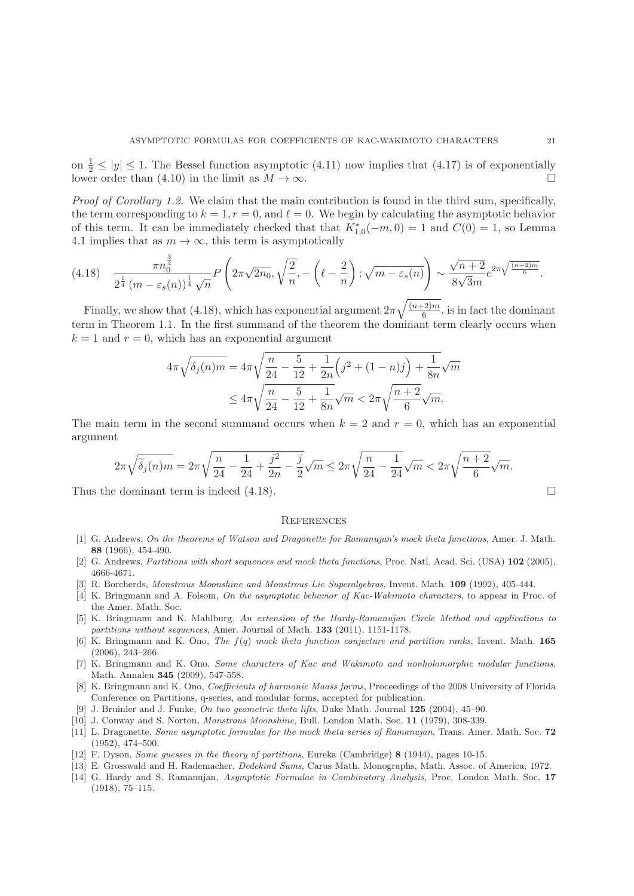on $\frac{1}{2} \leq |y| \leq 1$. The Bessel function asymptotic (4.11) now implies that (4.17) is of exponentially lower order than (4.10) in the limit as $M \to \infty$. □

*Proof of Corollary 1.2.* We claim that the main contribution is found in the third sum, specifically, the term corresponding to $k=1, r=0$, and $\ell = 0$. We begin by calculating the asymptotic behavior of this term. It can be immediately checked that that $K^*_{1,0}(-m,0) = 1$ and $C(0) = 1$, so Lemma 4.1 implies that as $m \to \infty$, this term is asymptotically

$$\frac{\pi n_0^{\frac{3}{4}}}{2^{\frac{1}{4}} \left(m - \varepsilon_s(n)\right)^{\frac{1}{4}} \sqrt{n}} P\left(2\pi\sqrt{2n_0}, \sqrt{\frac{2}{n}}, -\left(\ell - \frac{2}{n}\right); \sqrt{m - \varepsilon_s(n)}\right) \sim \frac{\sqrt{n+2}}{8\sqrt{3}m} e^{2\pi\sqrt{\frac{(n+2)m}{6}}}. \tag{4.18}$$

Finally, we show that (4.18), which has exponential argument $2\pi\sqrt{\frac{(n+2)m}{6}}$, is in fact the dominant term in Theorem 1.1. In the first summand of the theorem the dominant term clearly occurs when $k=1$ and $r=0$, which has an exponential argument

$$\begin{aligned}
4\pi\sqrt{\delta_j(n)m} &= 4\pi\sqrt{\frac{n}{24} - \frac{5}{12} + \frac{1}{2n}\Big(j^2 + (1-n)j\Big) + \frac{1}{8n}}\sqrt{m} \\
&\leq 4\pi\sqrt{\frac{n}{24} - \frac{5}{12} + \frac{1}{8n}}\sqrt{m} < 2\pi\sqrt{\frac{n+2}{6}}\sqrt{m}.
\end{aligned}$$

The main term in the second summand occurs when $k=2$ and $r=0$, which has an exponential argument

$$2\pi\sqrt{\widetilde{\delta}_j(n)m} = 2\pi\sqrt{\frac{n}{24} - \frac{1}{24} + \frac{j^2}{2n} - \frac{j}{2}}\sqrt{m} \leq 2\pi\sqrt{\frac{n}{24} - \frac{1}{24}}\sqrt{m} < 2\pi\sqrt{\frac{n+2}{6}}\sqrt{m}.$$

Thus the dominant term is indeed (4.18). □

## References

[1] G. Andrews, *On the theorems of Watson and Dragonette for Ramanujan's mock theta functions*, Amer. J. Math. **88** (1966), 454-490.

[2] G. Andrews, *Partitions with short sequences and mock theta functions*, Proc. Natl. Acad. Sci. (USA) **102** (2005), 4666-4671.

[3] R. Borcherds, *Monstrous Moonshine and Monstrous Lie Superalgebras*, Invent. Math. **109** (1992), 405-444.

[4] K. Bringmann and A. Folsom, *On the asymptotic behavior of Kac-Wakimoto characters*, to appear in Proc. of the Amer. Math. Soc.

[5] K. Bringmann and K. Mahlburg, *An extension of the Hardy-Ramanujan Circle Method and applications to partitions without sequences*, Amer. Journal of Math. **133** (2011), 1151-1178.

[6] K. Bringmann and K. Ono, *The f(q) mock theta function conjecture and partition ranks*, Invent. Math. **165** (2006), 243–266.

[7] K. Bringmann and K. Ono, *Some characters of Kac and Wakimoto and nonholomorphic modular functions*, Math. Annalen **345** (2009), 547-558.

[8] K. Bringmann and K. Ono, *Coefficients of harmonic Maass forms*, Proceedings of the 2008 University of Florida Conference on Partitions, q-series, and modular forms, accepted for publication.

[9] J. Bruinier and J. Funke, *On two geometric theta lifts*, Duke Math. Journal **125** (2004), 45–90.

[10] J. Conway and S. Norton, *Monstrous Moonshine*, Bull. London Math. Soc. **11** (1979), 308-339.

[11] L. Dragonette, *Some asymptotic formulae for the mock theta series of Ramanujan*, Trans. Amer. Math. Soc. **72** (1952), 474–500.

[12] F. Dyson, *Some guesses in the theory of partitions*, Eureka (Cambridge) **8** (1944), pages 10-15.

[13] E. Grosswald and H. Rademacher, *Dedekind Sums*, Carus Math. Monographs, Math. Assoc. of America, 1972.

[14] G. Hardy and S. Ramanujan, *Asymptotic Formulae in Combinatory Analysis*, Proc. London Math. Soc. **17** (1918), 75–115.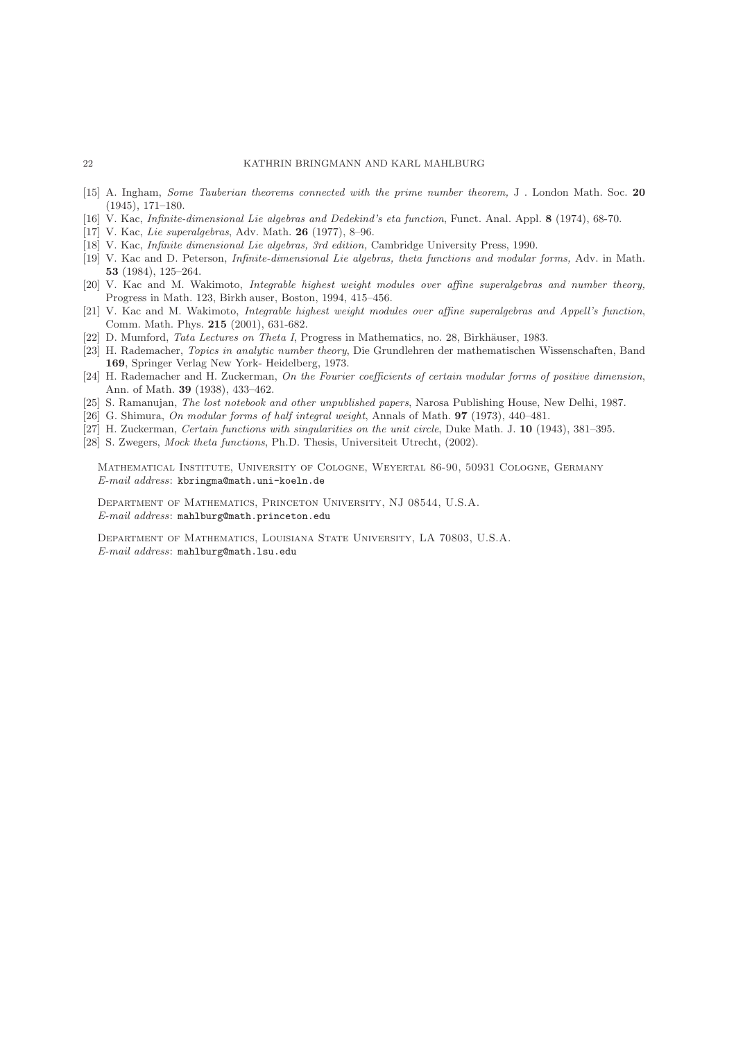[15] A. Ingham, *Some Tauberian theorems connected with the prime number theorem,* J . London Math. Soc. **20** (1945), 171–180.

[16] V. Kac, *Infinite-dimensional Lie algebras and Dedekind's eta function*, Funct. Anal. Appl. **8** (1974), 68-70.

[17] V. Kac, *Lie superalgebras*, Adv. Math. **26** (1977), 8–96.

[18] V. Kac, *Infinite dimensional Lie algebras, 3rd edition,* Cambridge University Press, 1990.

[19] V. Kac and D. Peterson, *Infinite-dimensional Lie algebras, theta functions and modular forms,* Adv. in Math. **53** (1984), 125–264.

[20] V. Kac and M. Wakimoto, *Integrable highest weight modules over affine superalgebras and number theory,* Progress in Math. 123, Birkh auser, Boston, 1994, 415–456.

[21] V. Kac and M. Wakimoto, *Integrable highest weight modules over affine superalgebras and Appell's function*, Comm. Math. Phys. **215** (2001), 631-682.

[22] D. Mumford, *Tata Lectures on Theta I*, Progress in Mathematics, no. 28, Birkhäuser, 1983.

[23] H. Rademacher, *Topics in analytic number theory*, Die Grundlehren der mathematischen Wissenschaften, Band **169**, Springer Verlag New York- Heidelberg, 1973.

[24] H. Rademacher and H. Zuckerman, *On the Fourier coefficients of certain modular forms of positive dimension*, Ann. of Math. **39** (1938), 433–462.

[25] S. Ramanujan, *The lost notebook and other unpublished papers*, Narosa Publishing House, New Delhi, 1987.

[26] G. Shimura, *On modular forms of half integral weight*, Annals of Math. **97** (1973), 440–481.

[27] H. Zuckerman, *Certain functions with singularities on the unit circle*, Duke Math. J. **10** (1943), 381–395.

[28] S. Zwegers, *Mock theta functions*, Ph.D. Thesis, Universiteit Utrecht, (2002).

Mathematical Institute, University of Cologne, Weyertal 86-90, 50931 Cologne, Germany
*E-mail address*: kbringma@math.uni-koeln.de

Department of Mathematics, Princeton University, NJ 08544, U.S.A.
*E-mail address*: mahlburg@math.princeton.edu

Department of Mathematics, Louisiana State University, LA 70803, U.S.A.
*E-mail address*: mahlburg@math.lsu.edu